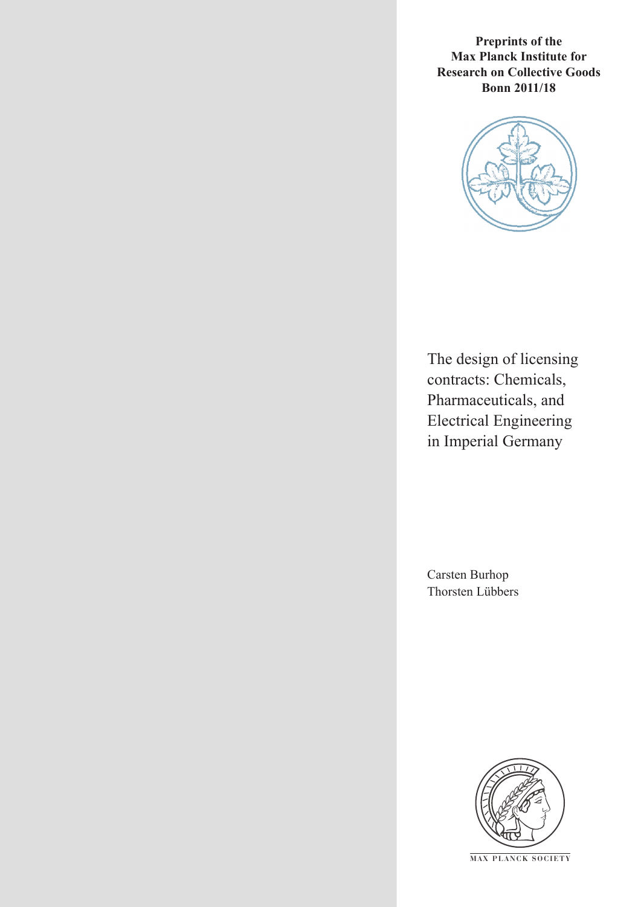**Preprints of the Max Planck Institute for Research on Collective Goods Bonn 2011/18**

# The design of licensing contracts: Chemicals, Pharmaceuticals, and Electrical Engineering in Imperial Germany

Carsten Burhop
Thorsten Lübbers

MAX PLANCK SOCIETY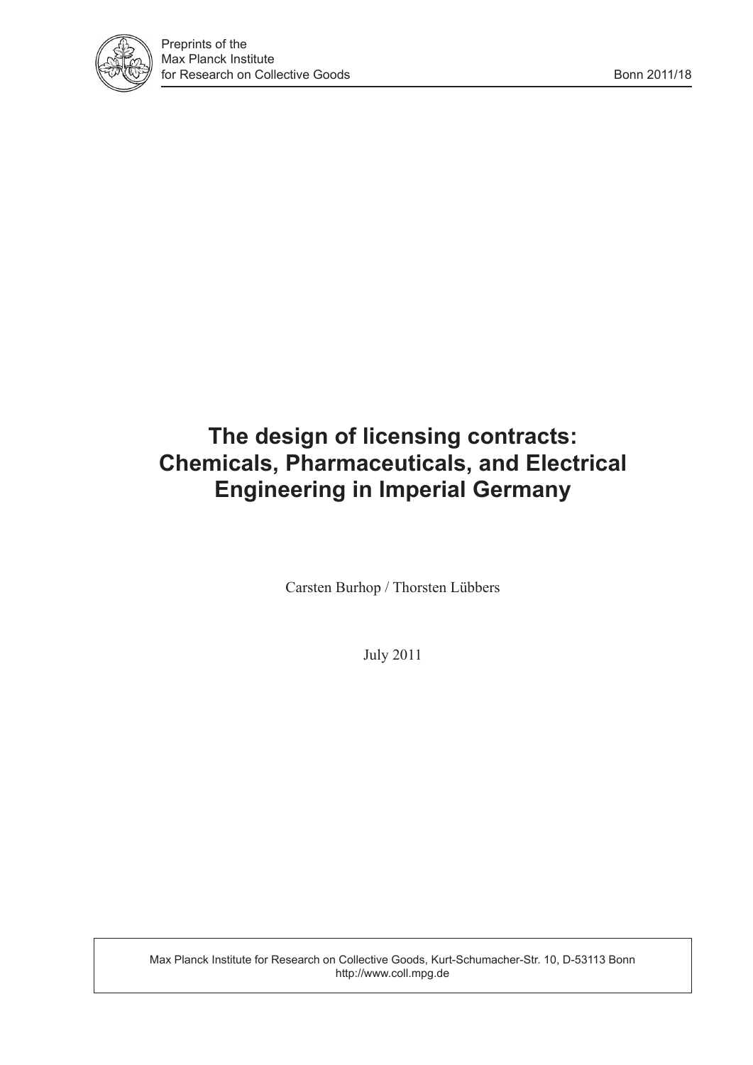Preprints of the
Max Planck Institute
for Research on Collective Goods

Bonn 2011/18

# The design of licensing contracts: Chemicals, Pharmaceuticals, and Electrical Engineering in Imperial Germany

Carsten Burhop / Thorsten Lübbers

July 2011

Max Planck Institute for Research on Collective Goods, Kurt-Schumacher-Str. 10, D-53113 Bonn
http://www.coll.mpg.de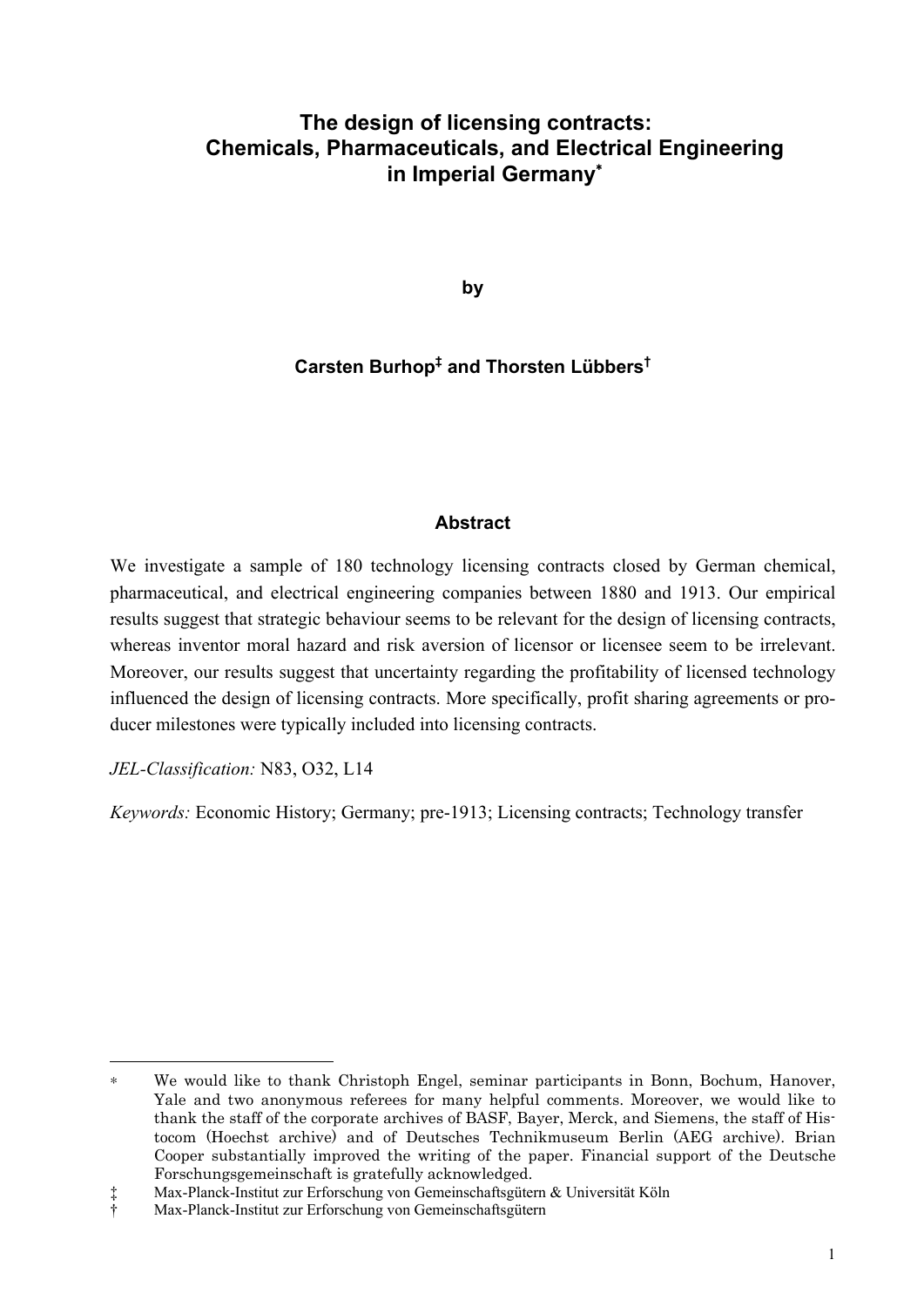# The design of licensing contracts: Chemicals, Pharmaceuticals, and Electrical Engineering in Imperial Germany*

by

**Carsten Burhop‡ and Thorsten Lübbers†**

## Abstract

We investigate a sample of 180 technology licensing contracts closed by German chemical, pharmaceutical, and electrical engineering companies between 1880 and 1913. Our empirical results suggest that strategic behaviour seems to be relevant for the design of licensing contracts, whereas inventor moral hazard and risk aversion of licensor or licensee seem to be irrelevant. Moreover, our results suggest that uncertainty regarding the profitability of licensed technology influenced the design of licensing contracts. More specifically, profit sharing agreements or producer milestones were typically included into licensing contracts.

*JEL-Classification:* N83, O32, L14

*Keywords:* Economic History; Germany; pre-1913; Licensing contracts; Technology transfer

---

* We would like to thank Christoph Engel, seminar participants in Bonn, Bochum, Hanover, Yale and two anonymous referees for many helpful comments. Moreover, we would like to thank the staff of the corporate archives of BASF, Bayer, Merck, and Siemens, the staff of Histocom (Hoechst archive) and of Deutsches Technikmuseum Berlin (AEG archive). Brian Cooper substantially improved the writing of the paper. Financial support of the Deutsche Forschungsgemeinschaft is gratefully acknowledged.

‡ Max-Planck-Institut zur Erforschung von Gemeinschaftsgütern & Universität Köln

† Max-Planck-Institut zur Erforschung von Gemeinschaftsgütern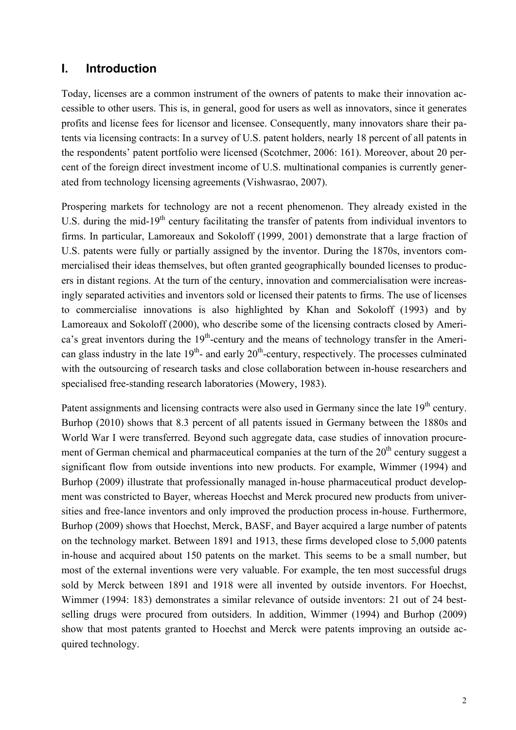# I. Introduction

Today, licenses are a common instrument of the owners of patents to make their innovation accessible to other users. This is, in general, good for users as well as innovators, since it generates profits and license fees for licensor and licensee. Consequently, many innovators share their patents via licensing contracts: In a survey of U.S. patent holders, nearly 18 percent of all patents in the respondents' patent portfolio were licensed (Scotchmer, 2006: 161). Moreover, about 20 percent of the foreign direct investment income of U.S. multinational companies is currently generated from technology licensing agreements (Vishwasrao, 2007).

Prospering markets for technology are not a recent phenomenon. They already existed in the U.S. during the mid-19th century facilitating the transfer of patents from individual inventors to firms. In particular, Lamoreaux and Sokoloff (1999, 2001) demonstrate that a large fraction of U.S. patents were fully or partially assigned by the inventor. During the 1870s, inventors commercialised their ideas themselves, but often granted geographically bounded licenses to producers in distant regions. At the turn of the century, innovation and commercialisation were increasingly separated activities and inventors sold or licensed their patents to firms. The use of licenses to commercialise innovations is also highlighted by Khan and Sokoloff (1993) and by Lamoreaux and Sokoloff (2000), who describe some of the licensing contracts closed by America's great inventors during the 19th-century and the means of technology transfer in the American glass industry in the late 19th- and early 20th-century, respectively. The processes culminated with the outsourcing of research tasks and close collaboration between in-house researchers and specialised free-standing research laboratories (Mowery, 1983).

Patent assignments and licensing contracts were also used in Germany since the late 19th century. Burhop (2010) shows that 8.3 percent of all patents issued in Germany between the 1880s and World War I were transferred. Beyond such aggregate data, case studies of innovation procurement of German chemical and pharmaceutical companies at the turn of the 20th century suggest a significant flow from outside inventions into new products. For example, Wimmer (1994) and Burhop (2009) illustrate that professionally managed in-house pharmaceutical product development was constricted to Bayer, whereas Hoechst and Merck procured new products from universities and free-lance inventors and only improved the production process in-house. Furthermore, Burhop (2009) shows that Hoechst, Merck, BASF, and Bayer acquired a large number of patents on the technology market. Between 1891 and 1913, these firms developed close to 5,000 patents in-house and acquired about 150 patents on the market. This seems to be a small number, but most of the external inventions were very valuable. For example, the ten most successful drugs sold by Merck between 1891 and 1918 were all invented by outside inventors. For Hoechst, Wimmer (1994: 183) demonstrates a similar relevance of outside inventors: 21 out of 24 best-selling drugs were procured from outsiders. In addition, Wimmer (1994) and Burhop (2009) show that most patents granted to Hoechst and Merck were patents improving an outside acquired technology.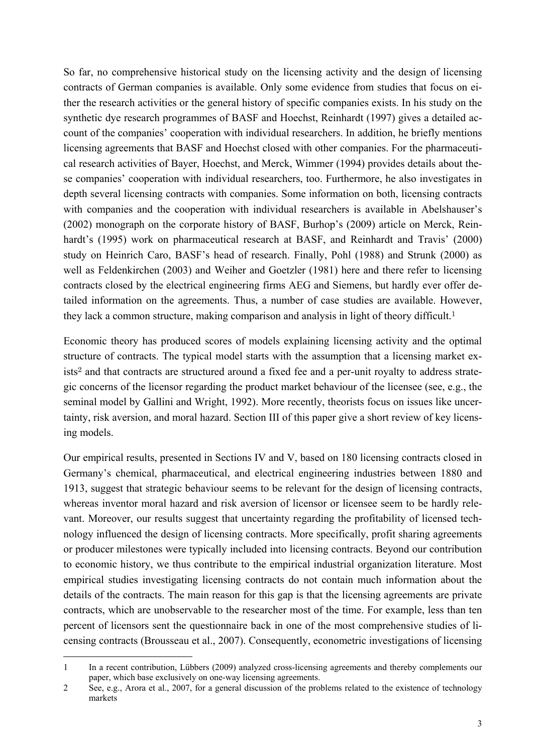So far, no comprehensive historical study on the licensing activity and the design of licensing contracts of German companies is available. Only some evidence from studies that focus on either the research activities or the general history of specific companies exists. In his study on the synthetic dye research programmes of BASF and Hoechst, Reinhardt (1997) gives a detailed account of the companies' cooperation with individual researchers. In addition, he briefly mentions licensing agreements that BASF and Hoechst closed with other companies. For the pharmaceutical research activities of Bayer, Hoechst, and Merck, Wimmer (1994) provides details about these companies' cooperation with individual researchers, too. Furthermore, he also investigates in depth several licensing contracts with companies. Some information on both, licensing contracts with companies and the cooperation with individual researchers is available in Abelshauser's (2002) monograph on the corporate history of BASF, Burhop's (2009) article on Merck, Reinhardt's (1995) work on pharmaceutical research at BASF, and Reinhardt and Travis' (2000) study on Heinrich Caro, BASF's head of research. Finally, Pohl (1988) and Strunk (2000) as well as Feldenkirchen (2003) and Weiher and Goetzler (1981) here and there refer to licensing contracts closed by the electrical engineering firms AEG and Siemens, but hardly ever offer detailed information on the agreements. Thus, a number of case studies are available. However, they lack a common structure, making comparison and analysis in light of theory difficult.[1]

Economic theory has produced scores of models explaining licensing activity and the optimal structure of contracts. The typical model starts with the assumption that a licensing market exists[2] and that contracts are structured around a fixed fee and a per-unit royalty to address strategic concerns of the licensor regarding the product market behaviour of the licensee (see, e.g., the seminal model by Gallini and Wright, 1992). More recently, theorists focus on issues like uncertainty, risk aversion, and moral hazard. Section III of this paper give a short review of key licensing models.

Our empirical results, presented in Sections IV and V, based on 180 licensing contracts closed in Germany's chemical, pharmaceutical, and electrical engineering industries between 1880 and 1913, suggest that strategic behaviour seems to be relevant for the design of licensing contracts, whereas inventor moral hazard and risk aversion of licensor or licensee seem to be hardly relevant. Moreover, our results suggest that uncertainty regarding the profitability of licensed technology influenced the design of licensing contracts. More specifically, profit sharing agreements or producer milestones were typically included into licensing contracts. Beyond our contribution to economic history, we thus contribute to the empirical industrial organization literature. Most empirical studies investigating licensing contracts do not contain much information about the details of the contracts. The main reason for this gap is that the licensing agreements are private contracts, which are unobservable to the researcher most of the time. For example, less than ten percent of licensors sent the questionnaire back in one of the most comprehensive studies of licensing contracts (Brousseau et al., 2007). Consequently, econometric investigations of licensing

---

1 In a recent contribution, Lübbers (2009) analyzed cross-licensing agreements and thereby complements our paper, which base exclusively on one-way licensing agreements.

2 See, e.g., Arora et al., 2007, for a general discussion of the problems related to the existence of technology markets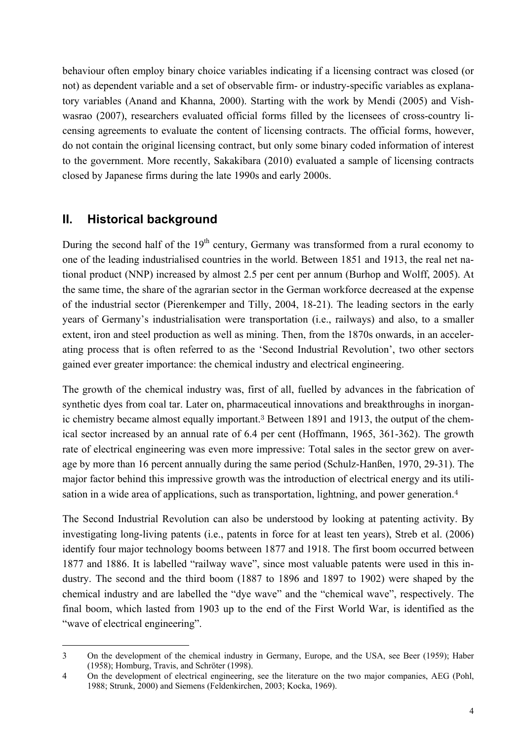behaviour often employ binary choice variables indicating if a licensing contract was closed (or not) as dependent variable and a set of observable firm- or industry-specific variables as explanatory variables (Anand and Khanna, 2000). Starting with the work by Mendi (2005) and Vishwasrao (2007), researchers evaluated official forms filled by the licensees of cross-country licensing agreements to evaluate the content of licensing contracts. The official forms, however, do not contain the original licensing contract, but only some binary coded information of interest to the government. More recently, Sakakibara (2010) evaluated a sample of licensing contracts closed by Japanese firms during the late 1990s and early 2000s.

## II. Historical background

During the second half of the 19th century, Germany was transformed from a rural economy to one of the leading industrialised countries in the world. Between 1851 and 1913, the real net national product (NNP) increased by almost 2.5 per cent per annum (Burhop and Wolff, 2005). At the same time, the share of the agrarian sector in the German workforce decreased at the expense of the industrial sector (Pierenkemper and Tilly, 2004, 18-21). The leading sectors in the early years of Germany's industrialisation were transportation (i.e., railways) and also, to a smaller extent, iron and steel production as well as mining. Then, from the 1870s onwards, in an accelerating process that is often referred to as the 'Second Industrial Revolution', two other sectors gained ever greater importance: the chemical industry and electrical engineering.

The growth of the chemical industry was, first of all, fuelled by advances in the fabrication of synthetic dyes from coal tar. Later on, pharmaceutical innovations and breakthroughs in inorganic chemistry became almost equally important.[3] Between 1891 and 1913, the output of the chemical sector increased by an annual rate of 6.4 per cent (Hoffmann, 1965, 361-362). The growth rate of electrical engineering was even more impressive: Total sales in the sector grew on average by more than 16 percent annually during the same period (Schulz-Hanßen, 1970, 29-31). The major factor behind this impressive growth was the introduction of electrical energy and its utilisation in a wide area of applications, such as transportation, lightning, and power generation.[4]

The Second Industrial Revolution can also be understood by looking at patenting activity. By investigating long-living patents (i.e., patents in force for at least ten years), Streb et al. (2006) identify four major technology booms between 1877 and 1918. The first boom occurred between 1877 and 1886. It is labelled "railway wave", since most valuable patents were used in this industry. The second and the third boom (1887 to 1896 and 1897 to 1902) were shaped by the chemical industry and are labelled the "dye wave" and the "chemical wave", respectively. The final boom, which lasted from 1903 up to the end of the First World War, is identified as the "wave of electrical engineering".

---

3 On the development of the chemical industry in Germany, Europe, and the USA, see Beer (1959); Haber (1958); Homburg, Travis, and Schröter (1998).

4 On the development of electrical engineering, see the literature on the two major companies, AEG (Pohl, 1988; Strunk, 2000) and Siemens (Feldenkirchen, 2003; Kocka, 1969).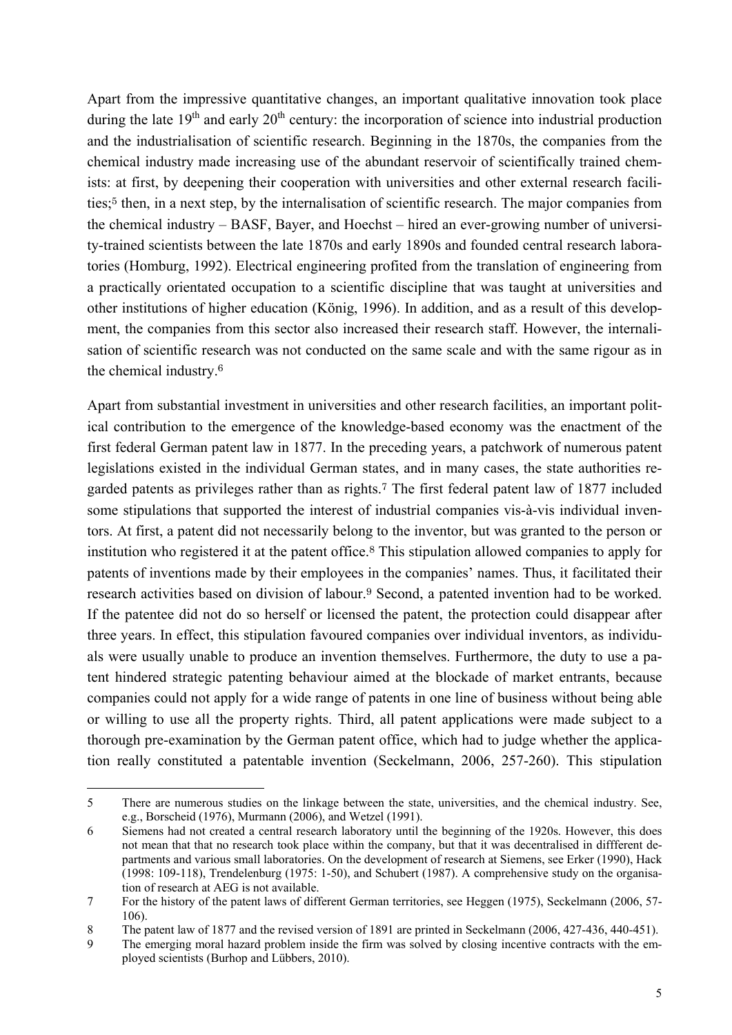Apart from the impressive quantitative changes, an important qualitative innovation took place during the late 19th and early 20th century: the incorporation of science into industrial production and the industrialisation of scientific research. Beginning in the 1870s, the companies from the chemical industry made increasing use of the abundant reservoir of scientifically trained chemists: at first, by deepening their cooperation with universities and other external research facilities;[5] then, in a next step, by the internalisation of scientific research. The major companies from the chemical industry – BASF, Bayer, and Hoechst – hired an ever-growing number of university-trained scientists between the late 1870s and early 1890s and founded central research laboratories (Homburg, 1992). Electrical engineering profited from the translation of engineering from a practically orientated occupation to a scientific discipline that was taught at universities and other institutions of higher education (König, 1996). In addition, and as a result of this development, the companies from this sector also increased their research staff. However, the internalisation of scientific research was not conducted on the same scale and with the same rigour as in the chemical industry.[6]

Apart from substantial investment in universities and other research facilities, an important political contribution to the emergence of the knowledge-based economy was the enactment of the first federal German patent law in 1877. In the preceding years, a patchwork of numerous patent legislations existed in the individual German states, and in many cases, the state authorities regarded patents as privileges rather than as rights.[7] The first federal patent law of 1877 included some stipulations that supported the interest of industrial companies vis-à-vis individual inventors. At first, a patent did not necessarily belong to the inventor, but was granted to the person or institution who registered it at the patent office.[8] This stipulation allowed companies to apply for patents of inventions made by their employees in the companies' names. Thus, it facilitated their research activities based on division of labour.[9] Second, a patented invention had to be worked. If the patentee did not do so herself or licensed the patent, the protection could disappear after three years. In effect, this stipulation favoured companies over individual inventors, as individuals were usually unable to produce an invention themselves. Furthermore, the duty to use a patent hindered strategic patenting behaviour aimed at the blockade of market entrants, because companies could not apply for a wide range of patents in one line of business without being able or willing to use all the property rights. Third, all patent applications were made subject to a thorough pre-examination by the German patent office, which had to judge whether the application really constituted a patentable invention (Seckelmann, 2006, 257-260). This stipulation

---

5 There are numerous studies on the linkage between the state, universities, and the chemical industry. See, e.g., Borscheid (1976), Murmann (2006), and Wetzel (1991).

6 Siemens had not created a central research laboratory until the beginning of the 1920s. However, this does not mean that that no research took place within the company, but that it was decentralised in diffferent departments and various small laboratories. On the development of research at Siemens, see Erker (1990), Hack (1998: 109-118), Trendelenburg (1975: 1-50), and Schubert (1987). A comprehensive study on the organisation of research at AEG is not available.

7 For the history of the patent laws of different German territories, see Heggen (1975), Seckelmann (2006, 57-106).

8 The patent law of 1877 and the revised version of 1891 are printed in Seckelmann (2006, 427-436, 440-451).

9 The emerging moral hazard problem inside the firm was solved by closing incentive contracts with the employed scientists (Burhop and Lübbers, 2010).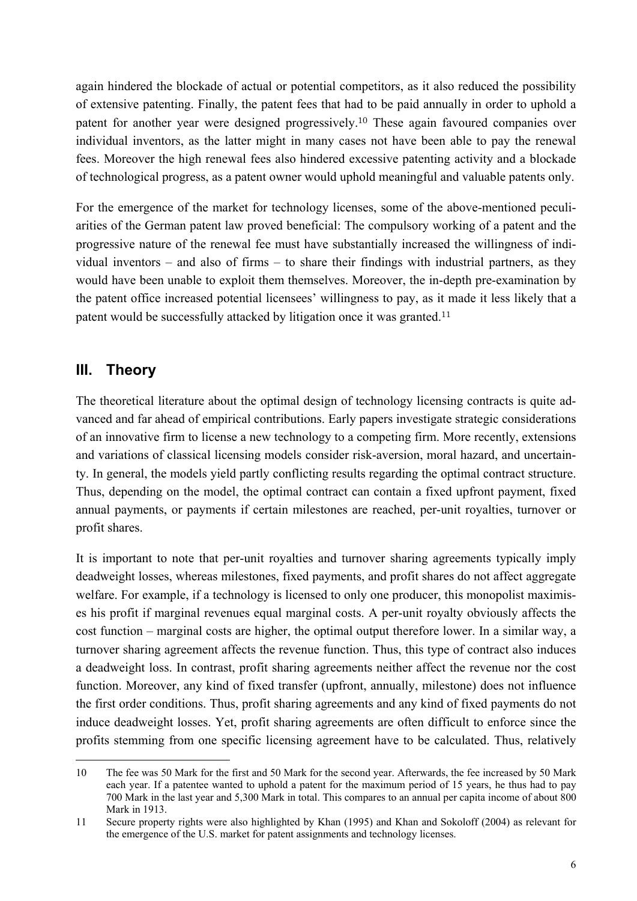again hindered the blockade of actual or potential competitors, as it also reduced the possibility of extensive patenting. Finally, the patent fees that had to be paid annually in order to uphold a patent for another year were designed progressively.[10] These again favoured companies over individual inventors, as the latter might in many cases not have been able to pay the renewal fees. Moreover the high renewal fees also hindered excessive patenting activity and a blockade of technological progress, as a patent owner would uphold meaningful and valuable patents only.

For the emergence of the market for technology licenses, some of the above-mentioned peculiarities of the German patent law proved beneficial: The compulsory working of a patent and the progressive nature of the renewal fee must have substantially increased the willingness of individual inventors – and also of firms – to share their findings with industrial partners, as they would have been unable to exploit them themselves. Moreover, the in-depth pre-examination by the patent office increased potential licensees' willingness to pay, as it made it less likely that a patent would be successfully attacked by litigation once it was granted.[11]

## III. Theory

The theoretical literature about the optimal design of technology licensing contracts is quite advanced and far ahead of empirical contributions. Early papers investigate strategic considerations of an innovative firm to license a new technology to a competing firm. More recently, extensions and variations of classical licensing models consider risk-aversion, moral hazard, and uncertainty. In general, the models yield partly conflicting results regarding the optimal contract structure. Thus, depending on the model, the optimal contract can contain a fixed upfront payment, fixed annual payments, or payments if certain milestones are reached, per-unit royalties, turnover or profit shares.

It is important to note that per-unit royalties and turnover sharing agreements typically imply deadweight losses, whereas milestones, fixed payments, and profit shares do not affect aggregate welfare. For example, if a technology is licensed to only one producer, this monopolist maximises his profit if marginal revenues equal marginal costs. A per-unit royalty obviously affects the cost function – marginal costs are higher, the optimal output therefore lower. In a similar way, a turnover sharing agreement affects the revenue function. Thus, this type of contract also induces a deadweight loss. In contrast, profit sharing agreements neither affect the revenue nor the cost function. Moreover, any kind of fixed transfer (upfront, annually, milestone) does not influence the first order conditions. Thus, profit sharing agreements and any kind of fixed payments do not induce deadweight losses. Yet, profit sharing agreements are often difficult to enforce since the profits stemming from one specific licensing agreement have to be calculated. Thus, relatively

---

10 The fee was 50 Mark for the first and 50 Mark for the second year. Afterwards, the fee increased by 50 Mark each year. If a patentee wanted to uphold a patent for the maximum period of 15 years, he thus had to pay 700 Mark in the last year and 5,300 Mark in total. This compares to an annual per capita income of about 800 Mark in 1913.

11 Secure property rights were also highlighted by Khan (1995) and Khan and Sokoloff (2004) as relevant for the emergence of the U.S. market for patent assignments and technology licenses.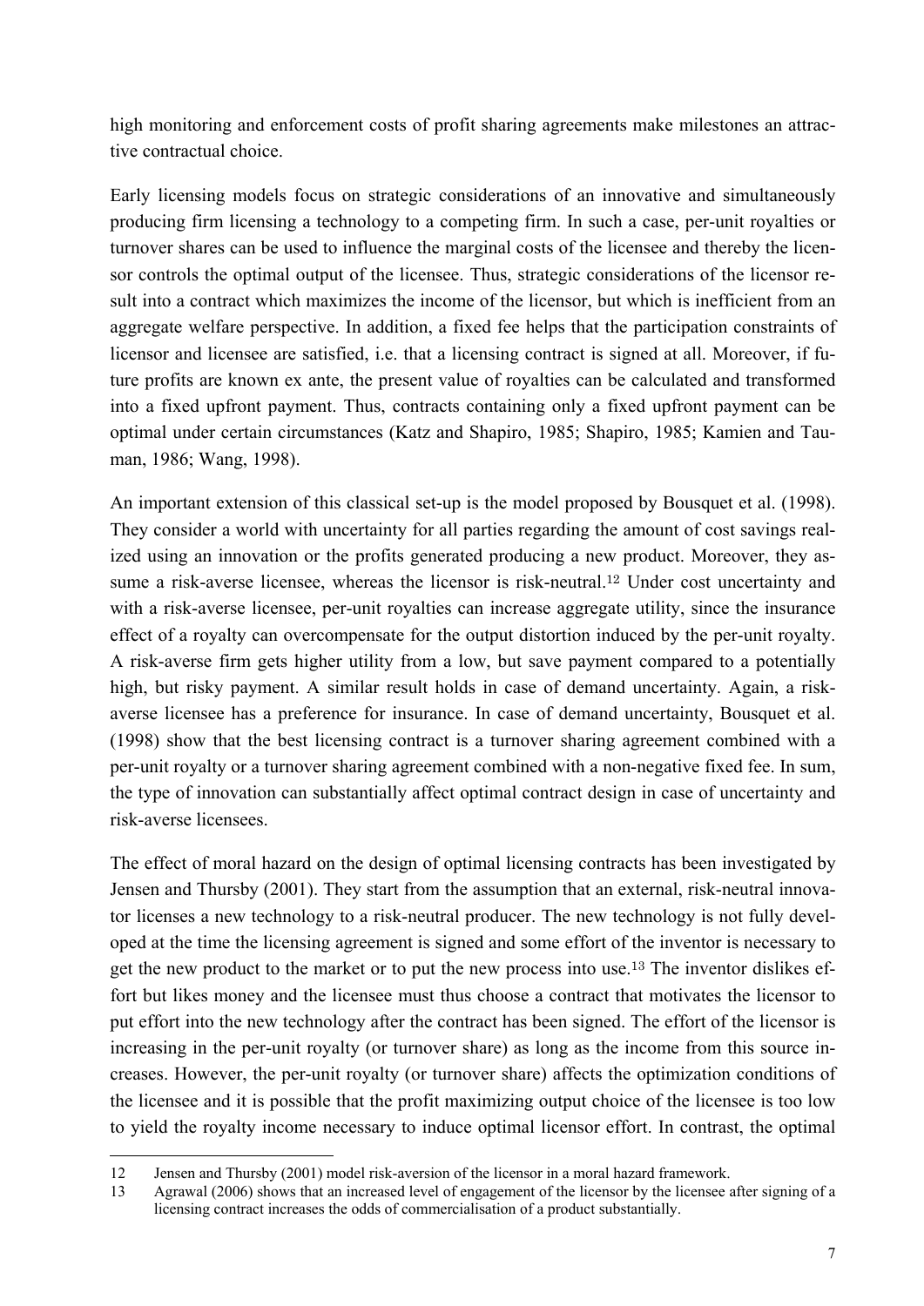high monitoring and enforcement costs of profit sharing agreements make milestones an attractive contractual choice.

Early licensing models focus on strategic considerations of an innovative and simultaneously producing firm licensing a technology to a competing firm. In such a case, per-unit royalties or turnover shares can be used to influence the marginal costs of the licensee and thereby the licensor controls the optimal output of the licensee. Thus, strategic considerations of the licensor result into a contract which maximizes the income of the licensor, but which is inefficient from an aggregate welfare perspective. In addition, a fixed fee helps that the participation constraints of licensor and licensee are satisfied, i.e. that a licensing contract is signed at all. Moreover, if future profits are known ex ante, the present value of royalties can be calculated and transformed into a fixed upfront payment. Thus, contracts containing only a fixed upfront payment can be optimal under certain circumstances (Katz and Shapiro, 1985; Shapiro, 1985; Kamien and Tauman, 1986; Wang, 1998).

An important extension of this classical set-up is the model proposed by Bousquet et al. (1998). They consider a world with uncertainty for all parties regarding the amount of cost savings realized using an innovation or the profits generated producing a new product. Moreover, they assume a risk-averse licensee, whereas the licensor is risk-neutral.[12] Under cost uncertainty and with a risk-averse licensee, per-unit royalties can increase aggregate utility, since the insurance effect of a royalty can overcompensate for the output distortion induced by the per-unit royalty. A risk-averse firm gets higher utility from a low, but save payment compared to a potentially high, but risky payment. A similar result holds in case of demand uncertainty. Again, a risk-averse licensee has a preference for insurance. In case of demand uncertainty, Bousquet et al. (1998) show that the best licensing contract is a turnover sharing agreement combined with a per-unit royalty or a turnover sharing agreement combined with a non-negative fixed fee. In sum, the type of innovation can substantially affect optimal contract design in case of uncertainty and risk-averse licensees.

The effect of moral hazard on the design of optimal licensing contracts has been investigated by Jensen and Thursby (2001). They start from the assumption that an external, risk-neutral innovator licenses a new technology to a risk-neutral producer. The new technology is not fully developed at the time the licensing agreement is signed and some effort of the inventor is necessary to get the new product to the market or to put the new process into use.[13] The inventor dislikes effort but likes money and the licensee must thus choose a contract that motivates the licensor to put effort into the new technology after the contract has been signed. The effort of the licensor is increasing in the per-unit royalty (or turnover share) as long as the income from this source increases. However, the per-unit royalty (or turnover share) affects the optimization conditions of the licensee and it is possible that the profit maximizing output choice of the licensee is too low to yield the royalty income necessary to induce optimal licensor effort. In contrast, the optimal

12 Jensen and Thursby (2001) model risk-aversion of the licensor in a moral hazard framework.

13 Agrawal (2006) shows that an increased level of engagement of the licensor by the licensee after signing of a licensing contract increases the odds of commercialisation of a product substantially.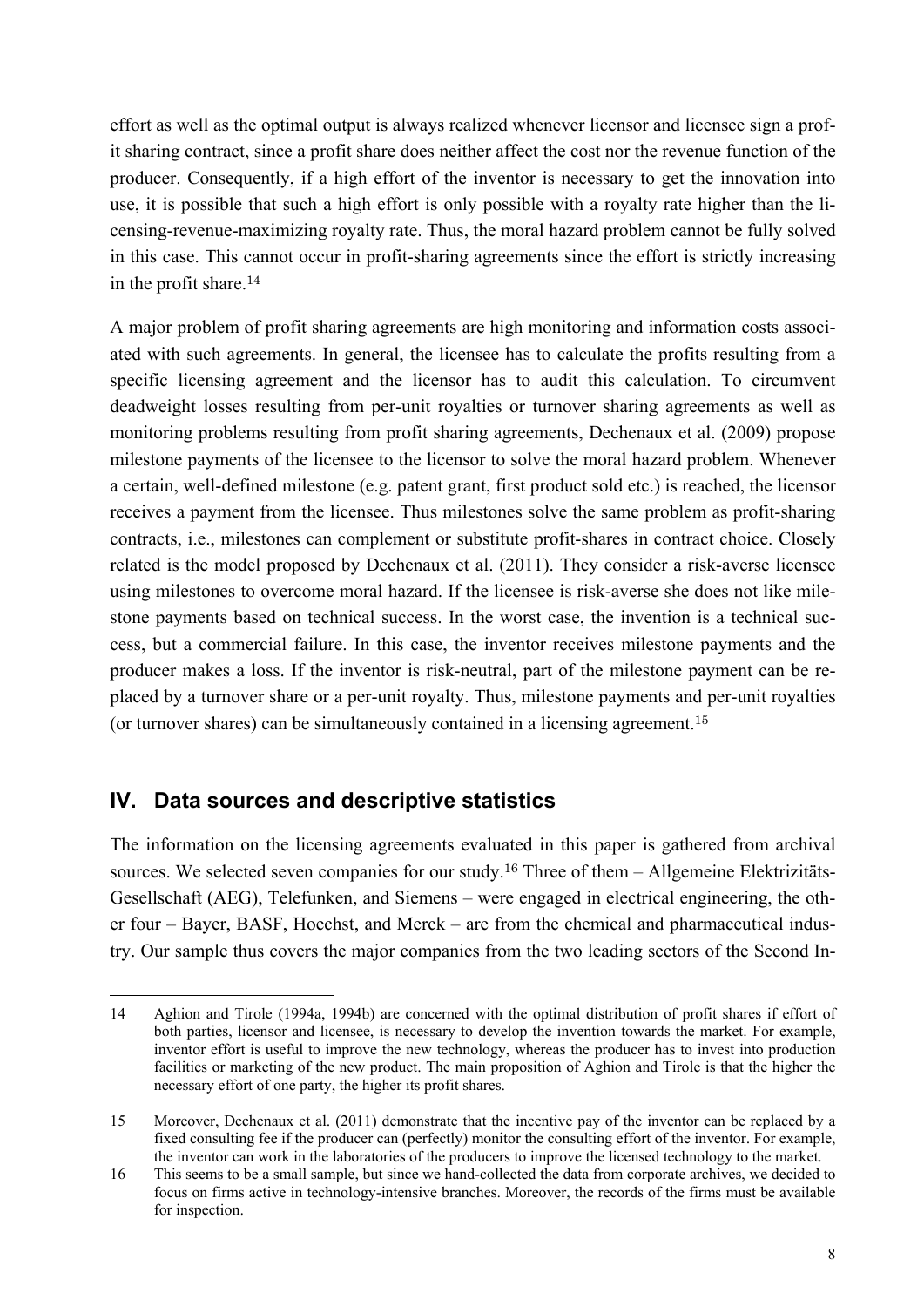effort as well as the optimal output is always realized whenever licensor and licensee sign a profit sharing contract, since a profit share does neither affect the cost nor the revenue function of the producer. Consequently, if a high effort of the inventor is necessary to get the innovation into use, it is possible that such a high effort is only possible with a royalty rate higher than the licensing-revenue-maximizing royalty rate. Thus, the moral hazard problem cannot be fully solved in this case. This cannot occur in profit-sharing agreements since the effort is strictly increasing in the profit share.[14]

A major problem of profit sharing agreements are high monitoring and information costs associated with such agreements. In general, the licensee has to calculate the profits resulting from a specific licensing agreement and the licensor has to audit this calculation. To circumvent deadweight losses resulting from per-unit royalties or turnover sharing agreements as well as monitoring problems resulting from profit sharing agreements, Dechenaux et al. (2009) propose milestone payments of the licensee to the licensor to solve the moral hazard problem. Whenever a certain, well-defined milestone (e.g. patent grant, first product sold etc.) is reached, the licensor receives a payment from the licensee. Thus milestones solve the same problem as profit-sharing contracts, i.e., milestones can complement or substitute profit-shares in contract choice. Closely related is the model proposed by Dechenaux et al. (2011). They consider a risk-averse licensee using milestones to overcome moral hazard. If the licensee is risk-averse she does not like milestone payments based on technical success. In the worst case, the invention is a technical success, but a commercial failure. In this case, the inventor receives milestone payments and the producer makes a loss. If the inventor is risk-neutral, part of the milestone payment can be replaced by a turnover share or a per-unit royalty. Thus, milestone payments and per-unit royalties (or turnover shares) can be simultaneously contained in a licensing agreement.[15]

## IV. Data sources and descriptive statistics

The information on the licensing agreements evaluated in this paper is gathered from archival sources. We selected seven companies for our study.[16] Three of them – Allgemeine Elektrizitäts-Gesellschaft (AEG), Telefunken, and Siemens – were engaged in electrical engineering, the other four – Bayer, BASF, Hoechst, and Merck – are from the chemical and pharmaceutical industry. Our sample thus covers the major companies from the two leading sectors of the Second In-

---

14 Aghion and Tirole (1994a, 1994b) are concerned with the optimal distribution of profit shares if effort of both parties, licensor and licensee, is necessary to develop the invention towards the market. For example, inventor effort is useful to improve the new technology, whereas the producer has to invest into production facilities or marketing of the new product. The main proposition of Aghion and Tirole is that the higher the necessary effort of one party, the higher its profit shares.

15 Moreover, Dechenaux et al. (2011) demonstrate that the incentive pay of the inventor can be replaced by a fixed consulting fee if the producer can (perfectly) monitor the consulting effort of the inventor. For example, the inventor can work in the laboratories of the producers to improve the licensed technology to the market.

16 This seems to be a small sample, but since we hand-collected the data from corporate archives, we decided to focus on firms active in technology-intensive branches. Moreover, the records of the firms must be available for inspection.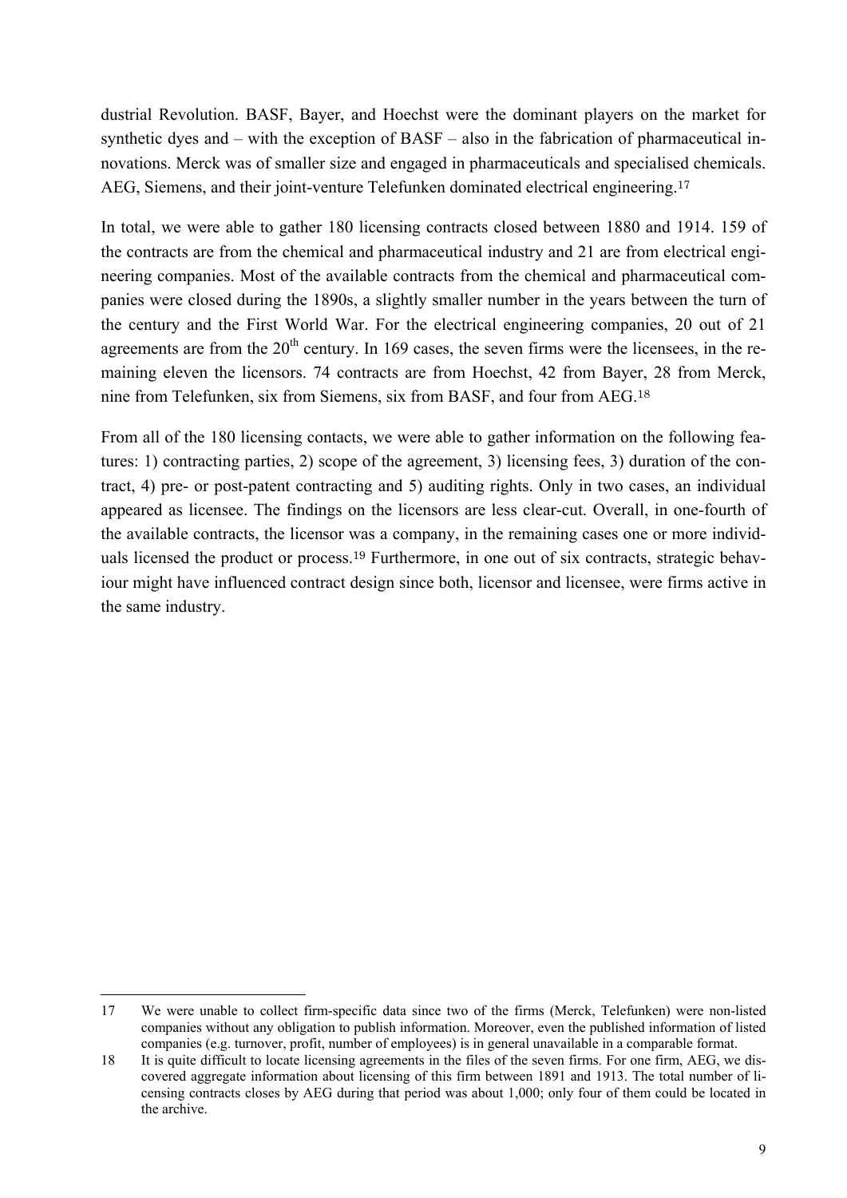dustrial Revolution. BASF, Bayer, and Hoechst were the dominant players on the market for synthetic dyes and – with the exception of BASF – also in the fabrication of pharmaceutical innovations. Merck was of smaller size and engaged in pharmaceuticals and specialised chemicals. AEG, Siemens, and their joint-venture Telefunken dominated electrical engineering.[17]

In total, we were able to gather 180 licensing contracts closed between 1880 and 1914. 159 of the contracts are from the chemical and pharmaceutical industry and 21 are from electrical engineering companies. Most of the available contracts from the chemical and pharmaceutical companies were closed during the 1890s, a slightly smaller number in the years between the turn of the century and the First World War. For the electrical engineering companies, 20 out of 21 agreements are from the 20th century. In 169 cases, the seven firms were the licensees, in the remaining eleven the licensors. 74 contracts are from Hoechst, 42 from Bayer, 28 from Merck, nine from Telefunken, six from Siemens, six from BASF, and four from AEG.[18]

From all of the 180 licensing contacts, we were able to gather information on the following features: 1) contracting parties, 2) scope of the agreement, 3) licensing fees, 3) duration of the contract, 4) pre- or post-patent contracting and 5) auditing rights. Only in two cases, an individual appeared as licensee. The findings on the licensors are less clear-cut. Overall, in one-fourth of the available contracts, the licensor was a company, in the remaining cases one or more individuals licensed the product or process.[19] Furthermore, in one out of six contracts, strategic behaviour might have influenced contract design since both, licensor and licensee, were firms active in the same industry.

---

17 We were unable to collect firm-specific data since two of the firms (Merck, Telefunken) were non-listed companies without any obligation to publish information. Moreover, even the published information of listed companies (e.g. turnover, profit, number of employees) is in general unavailable in a comparable format.

18 It is quite difficult to locate licensing agreements in the files of the seven firms. For one firm, AEG, we discovered aggregate information about licensing of this firm between 1891 and 1913. The total number of licensing contracts closes by AEG during that period was about 1,000; only four of them could be located in the archive.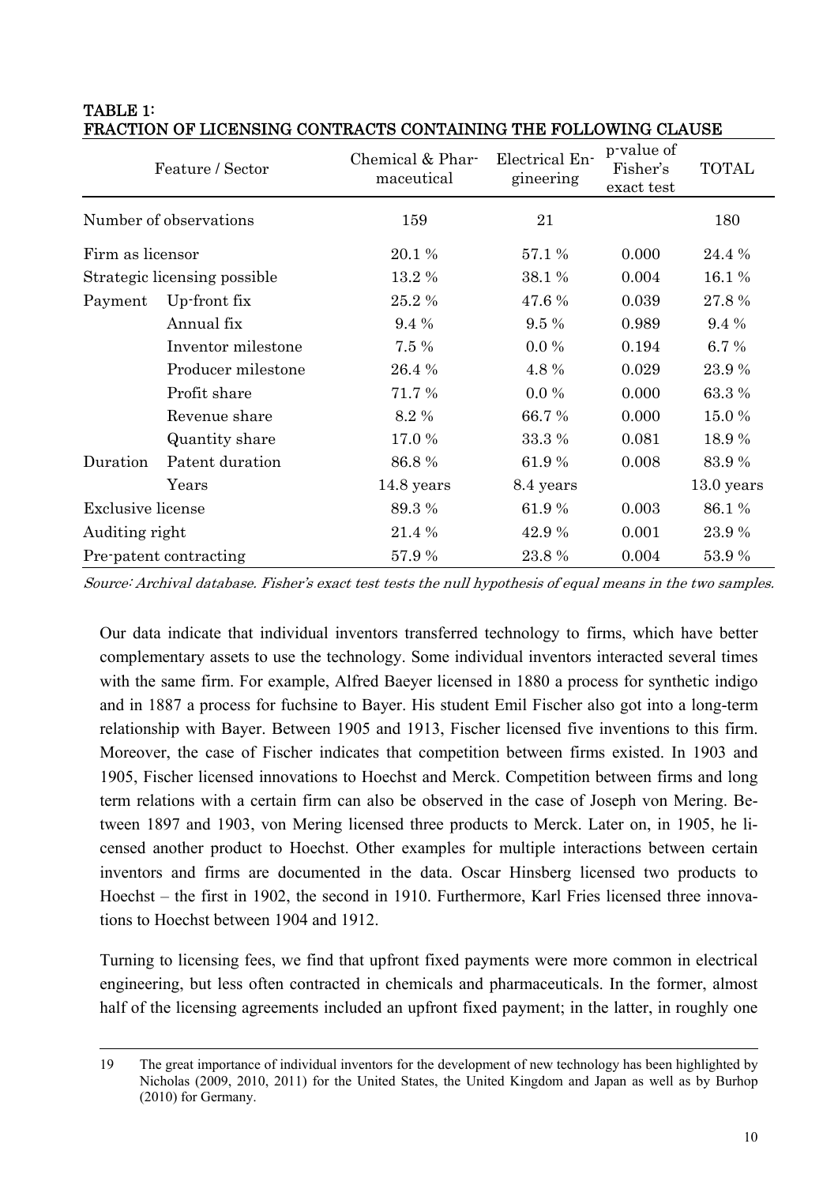**TABLE 1:**
**FRACTION OF LICENSING CONTRACTS CONTAINING THE FOLLOWING CLAUSE**

| Feature / Sector | | Chemical & Pharmaceutical | Electrical Engineering | p-value of Fisher's exact test | TOTAL |
|---|---|---|---|---|---|
| Number of observations | | 159 | 21 | | 180 |
| Firm as licensor | | 20.1 % | 57.1 % | 0.000 | 24.4 % |
| Strategic licensing possible | | 13.2 % | 38.1 % | 0.004 | 16.1 % |
| Payment | Up-front fix | 25.2 % | 47.6 % | 0.039 | 27.8 % |
| | Annual fix | 9.4 % | 9.5 % | 0.989 | 9.4 % |
| | Inventor milestone | 7.5 % | 0.0 % | 0.194 | 6.7 % |
| | Producer milestone | 26.4 % | 4.8 % | 0.029 | 23.9 % |
| | Profit share | 71.7 % | 0.0 % | 0.000 | 63.3 % |
| | Revenue share | 8.2 % | 66.7 % | 0.000 | 15.0 % |
| | Quantity share | 17.0 % | 33.3 % | 0.081 | 18.9 % |
| Duration | Patent duration | 86.8 % | 61.9 % | 0.008 | 83.9 % |
| | Years | 14.8 years | 8.4 years | | 13.0 years |
| Exclusive license | | 89.3 % | 61.9 % | 0.003 | 86.1 % |
| Auditing right | | 21.4 % | 42.9 % | 0.001 | 23.9 % |
| Pre-patent contracting | | 57.9 % | 23.8 % | 0.004 | 53.9 % |

*Source: Archival database. Fisher's exact test tests the null hypothesis of equal means in the two samples.*

Our data indicate that individual inventors transferred technology to firms, which have better complementary assets to use the technology. Some individual inventors interacted several times with the same firm. For example, Alfred Baeyer licensed in 1880 a process for synthetic indigo and in 1887 a process for fuchsine to Bayer. His student Emil Fischer also got into a long-term relationship with Bayer. Between 1905 and 1913, Fischer licensed five inventions to this firm. Moreover, the case of Fischer indicates that competition between firms existed. In 1903 and 1905, Fischer licensed innovations to Hoechst and Merck. Competition between firms and long term relations with a certain firm can also be observed in the case of Joseph von Mering. Between 1897 and 1903, von Mering licensed three products to Merck. Later on, in 1905, he licensed another product to Hoechst. Other examples for multiple interactions between certain inventors and firms are documented in the data. Oscar Hinsberg licensed two products to Hoechst – the first in 1902, the second in 1910. Furthermore, Karl Fries licensed three innovations to Hoechst between 1904 and 1912.

Turning to licensing fees, we find that upfront fixed payments were more common in electrical engineering, but less often contracted in chemicals and pharmaceuticals. In the former, almost half of the licensing agreements included an upfront fixed payment; in the latter, in roughly one

19 The great importance of individual inventors for the development of new technology has been highlighted by Nicholas (2009, 2010, 2011) for the United States, the United Kingdom and Japan as well as by Burhop (2010) for Germany.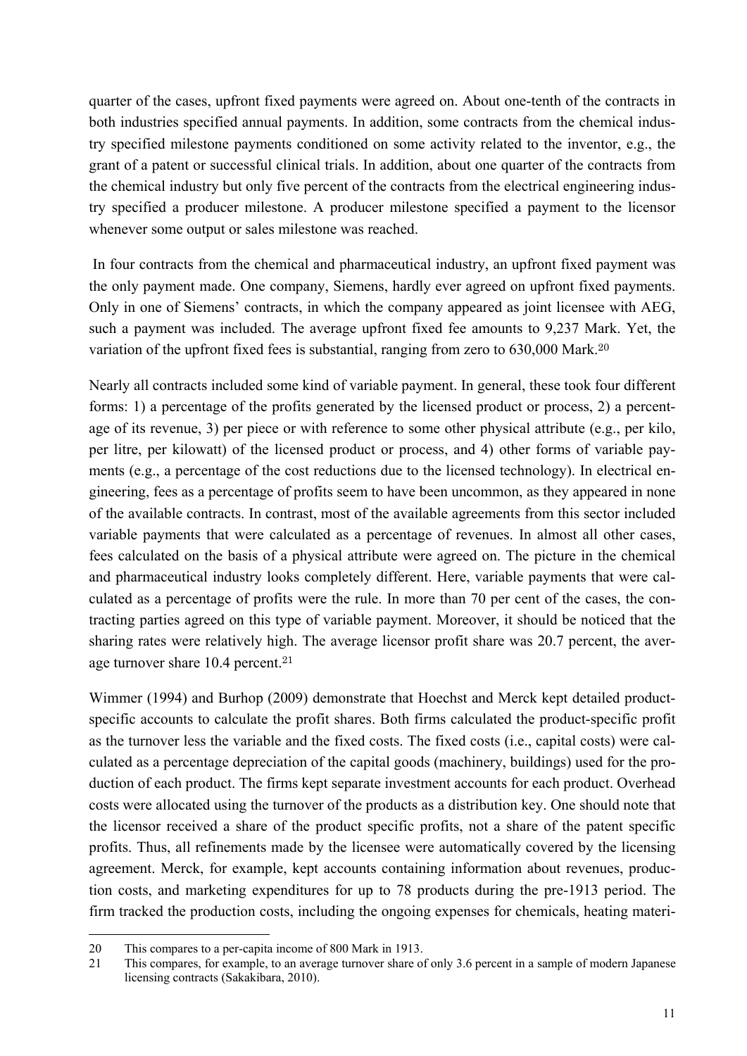quarter of the cases, upfront fixed payments were agreed on. About one-tenth of the contracts in both industries specified annual payments. In addition, some contracts from the chemical industry specified milestone payments conditioned on some activity related to the inventor, e.g., the grant of a patent or successful clinical trials. In addition, about one quarter of the contracts from the chemical industry but only five percent of the contracts from the electrical engineering industry specified a producer milestone. A producer milestone specified a payment to the licensor whenever some output or sales milestone was reached.

In four contracts from the chemical and pharmaceutical industry, an upfront fixed payment was the only payment made. One company, Siemens, hardly ever agreed on upfront fixed payments. Only in one of Siemens' contracts, in which the company appeared as joint licensee with AEG, such a payment was included. The average upfront fixed fee amounts to 9,237 Mark. Yet, the variation of the upfront fixed fees is substantial, ranging from zero to 630,000 Mark.[20]

Nearly all contracts included some kind of variable payment. In general, these took four different forms: 1) a percentage of the profits generated by the licensed product or process, 2) a percentage of its revenue, 3) per piece or with reference to some other physical attribute (e.g., per kilo, per litre, per kilowatt) of the licensed product or process, and 4) other forms of variable payments (e.g., a percentage of the cost reductions due to the licensed technology). In electrical engineering, fees as a percentage of profits seem to have been uncommon, as they appeared in none of the available contracts. In contrast, most of the available agreements from this sector included variable payments that were calculated as a percentage of revenues. In almost all other cases, fees calculated on the basis of a physical attribute were agreed on. The picture in the chemical and pharmaceutical industry looks completely different. Here, variable payments that were calculated as a percentage of profits were the rule. In more than 70 per cent of the cases, the contracting parties agreed on this type of variable payment. Moreover, it should be noticed that the sharing rates were relatively high. The average licensor profit share was 20.7 percent, the average turnover share 10.4 percent.[21]

Wimmer (1994) and Burhop (2009) demonstrate that Hoechst and Merck kept detailed product-specific accounts to calculate the profit shares. Both firms calculated the product-specific profit as the turnover less the variable and the fixed costs. The fixed costs (i.e., capital costs) were calculated as a percentage depreciation of the capital goods (machinery, buildings) used for the production of each product. The firms kept separate investment accounts for each product. Overhead costs were allocated using the turnover of the products as a distribution key. One should note that the licensor received a share of the product specific profits, not a share of the patent specific profits. Thus, all refinements made by the licensee were automatically covered by the licensing agreement. Merck, for example, kept accounts containing information about revenues, production costs, and marketing expenditures for up to 78 products during the pre-1913 period. The firm tracked the production costs, including the ongoing expenses for chemicals, heating materi-

---

20 This compares to a per-capita income of 800 Mark in 1913.

21 This compares, for example, to an average turnover share of only 3.6 percent in a sample of modern Japanese licensing contracts (Sakakibara, 2010).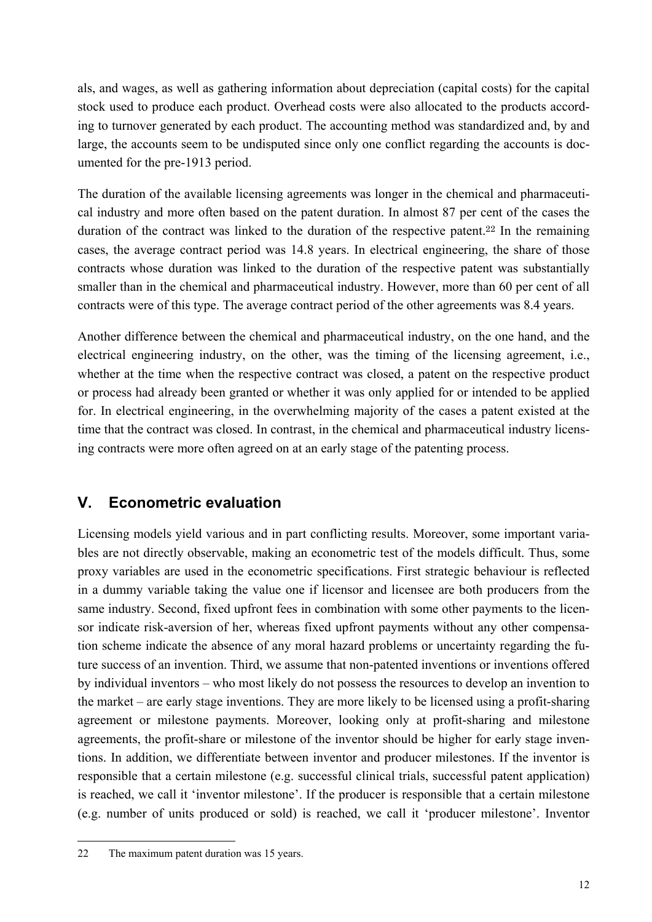als, and wages, as well as gathering information about depreciation (capital costs) for the capital stock used to produce each product. Overhead costs were also allocated to the products according to turnover generated by each product. The accounting method was standardized and, by and large, the accounts seem to be undisputed since only one conflict regarding the accounts is documented for the pre-1913 period.

The duration of the available licensing agreements was longer in the chemical and pharmaceutical industry and more often based on the patent duration. In almost 87 per cent of the cases the duration of the contract was linked to the duration of the respective patent.[22] In the remaining cases, the average contract period was 14.8 years. In electrical engineering, the share of those contracts whose duration was linked to the duration of the respective patent was substantially smaller than in the chemical and pharmaceutical industry. However, more than 60 per cent of all contracts were of this type. The average contract period of the other agreements was 8.4 years.

Another difference between the chemical and pharmaceutical industry, on the one hand, and the electrical engineering industry, on the other, was the timing of the licensing agreement, i.e., whether at the time when the respective contract was closed, a patent on the respective product or process had already been granted or whether it was only applied for or intended to be applied for. In electrical engineering, in the overwhelming majority of the cases a patent existed at the time that the contract was closed. In contrast, in the chemical and pharmaceutical industry licensing contracts were more often agreed on at an early stage of the patenting process.

## V. Econometric evaluation

Licensing models yield various and in part conflicting results. Moreover, some important variables are not directly observable, making an econometric test of the models difficult. Thus, some proxy variables are used in the econometric specifications. First strategic behaviour is reflected in a dummy variable taking the value one if licensor and licensee are both producers from the same industry. Second, fixed upfront fees in combination with some other payments to the licensor indicate risk-aversion of her, whereas fixed upfront payments without any other compensation scheme indicate the absence of any moral hazard problems or uncertainty regarding the future success of an invention. Third, we assume that non-patented inventions or inventions offered by individual inventors – who most likely do not possess the resources to develop an invention to the market – are early stage inventions. They are more likely to be licensed using a profit-sharing agreement or milestone payments. Moreover, looking only at profit-sharing and milestone agreements, the profit-share or milestone of the inventor should be higher for early stage inventions. In addition, we differentiate between inventor and producer milestones. If the inventor is responsible that a certain milestone (e.g. successful clinical trials, successful patent application) is reached, we call it 'inventor milestone'. If the producer is responsible that a certain milestone (e.g. number of units produced or sold) is reached, we call it 'producer milestone'. Inventor

[22] The maximum patent duration was 15 years.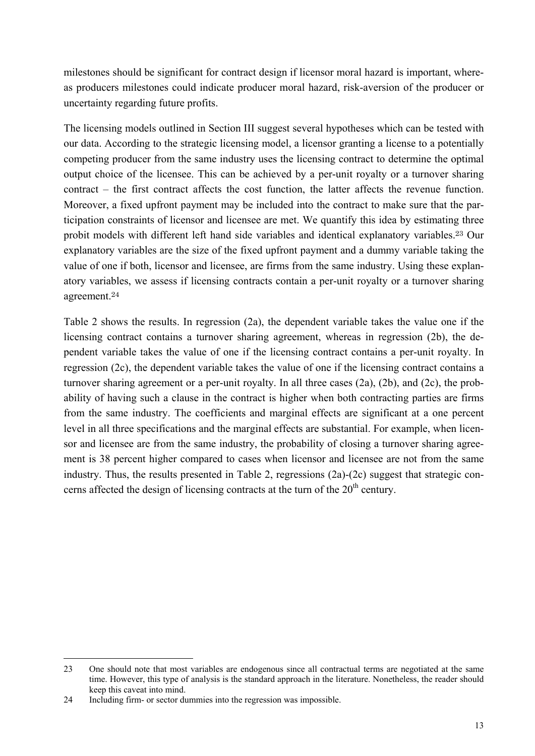milestones should be significant for contract design if licensor moral hazard is important, whereas producers milestones could indicate producer moral hazard, risk-aversion of the producer or uncertainty regarding future profits.

The licensing models outlined in Section III suggest several hypotheses which can be tested with our data. According to the strategic licensing model, a licensor granting a license to a potentially competing producer from the same industry uses the licensing contract to determine the optimal output choice of the licensee. This can be achieved by a per-unit royalty or a turnover sharing contract – the first contract affects the cost function, the latter affects the revenue function. Moreover, a fixed upfront payment may be included into the contract to make sure that the participation constraints of licensor and licensee are met. We quantify this idea by estimating three probit models with different left hand side variables and identical explanatory variables.[23] Our explanatory variables are the size of the fixed upfront payment and a dummy variable taking the value of one if both, licensor and licensee, are firms from the same industry. Using these explanatory variables, we assess if licensing contracts contain a per-unit royalty or a turnover sharing agreement.[24]

Table 2 shows the results. In regression (2a), the dependent variable takes the value one if the licensing contract contains a turnover sharing agreement, whereas in regression (2b), the dependent variable takes the value of one if the licensing contract contains a per-unit royalty. In regression (2c), the dependent variable takes the value of one if the licensing contract contains a turnover sharing agreement or a per-unit royalty. In all three cases (2a), (2b), and (2c), the probability of having such a clause in the contract is higher when both contracting parties are firms from the same industry. The coefficients and marginal effects are significant at a one percent level in all three specifications and the marginal effects are substantial. For example, when licensor and licensee are from the same industry, the probability of closing a turnover sharing agreement is 38 percent higher compared to cases when licensor and licensee are not from the same industry. Thus, the results presented in Table 2, regressions (2a)-(2c) suggest that strategic concerns affected the design of licensing contracts at the turn of the 20th century.

---

23 One should note that most variables are endogenous since all contractual terms are negotiated at the same time. However, this type of analysis is the standard approach in the literature. Nonetheless, the reader should keep this caveat into mind.

24 Including firm- or sector dummies into the regression was impossible.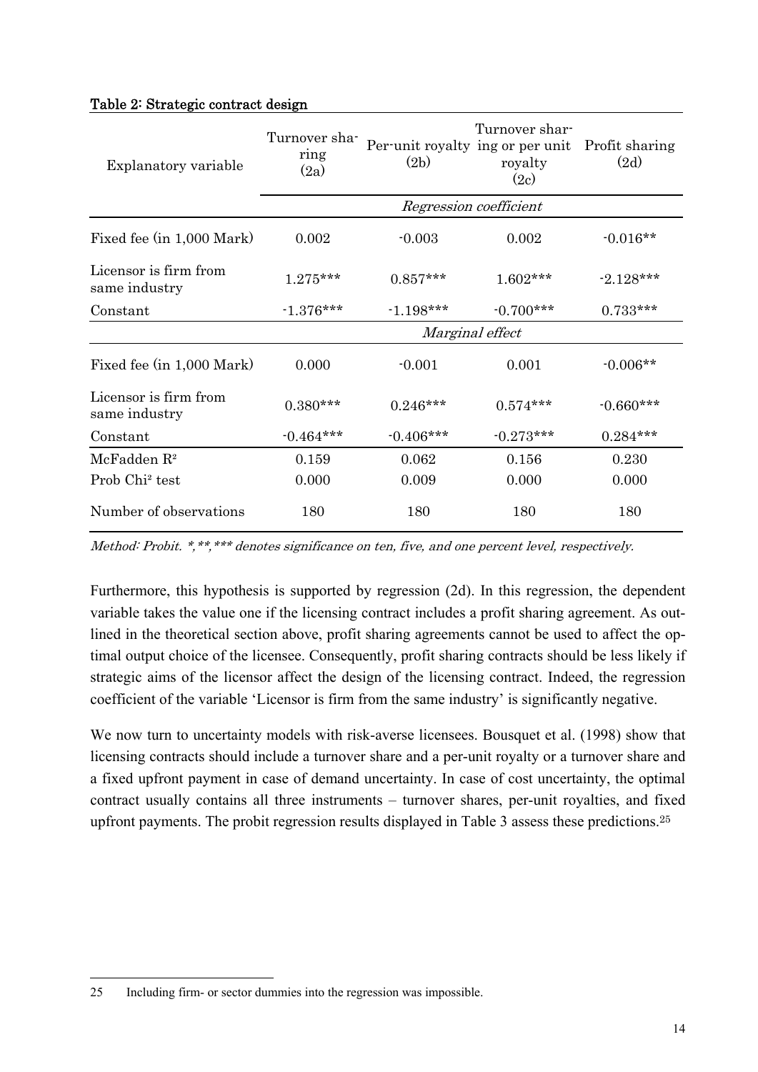**Table 2: Strategic contract design**

| Explanatory variable | Turnover sharing (2a) | Per-unit royalty (2b) | Turnover sharing or per unit royalty (2c) | Profit sharing (2d) |
|---|---|---|---|---|
| | *Regression coefficient* | | | |
| Fixed fee (in 1,000 Mark) | 0.002 | -0.003 | 0.002 | -0.016** |
| Licensor is firm from same industry | 1.275*** | 0.857*** | 1.602*** | -2.128*** |
| Constant | -1.376*** | -1.198*** | -0.700*** | 0.733*** |
| | *Marginal effect* | | | |
| Fixed fee (in 1,000 Mark) | 0.000 | -0.001 | 0.001 | -0.006** |
| Licensor is firm from same industry | 0.380*** | 0.246*** | 0.574*** | -0.660*** |
| Constant | -0.464*** | -0.406*** | -0.273*** | 0.284*** |
| McFadden $R^2$ | 0.159 | 0.062 | 0.156 | 0.230 |
| Prob $Chi^2$ test | 0.000 | 0.009 | 0.000 | 0.000 |
| Number of observations | 180 | 180 | 180 | 180 |

*Method: Probit. *,**,*** denotes significance on ten, five, and one percent level, respectively.*

Furthermore, this hypothesis is supported by regression (2d). In this regression, the dependent variable takes the value one if the licensing contract includes a profit sharing agreement. As outlined in the theoretical section above, profit sharing agreements cannot be used to affect the optimal output choice of the licensee. Consequently, profit sharing contracts should be less likely if strategic aims of the licensor affect the design of the licensing contract. Indeed, the regression coefficient of the variable 'Licensor is firm from the same industry' is significantly negative.

We now turn to uncertainty models with risk-averse licensees. Bousquet et al. (1998) show that licensing contracts should include a turnover share and a per-unit royalty or a turnover share and a fixed upfront payment in case of demand uncertainty. In case of cost uncertainty, the optimal contract usually contains all three instruments – turnover shares, per-unit royalties, and fixed upfront payments. The probit regression results displayed in Table 3 assess these predictions.[25]

---

25 Including firm- or sector dummies into the regression was impossible.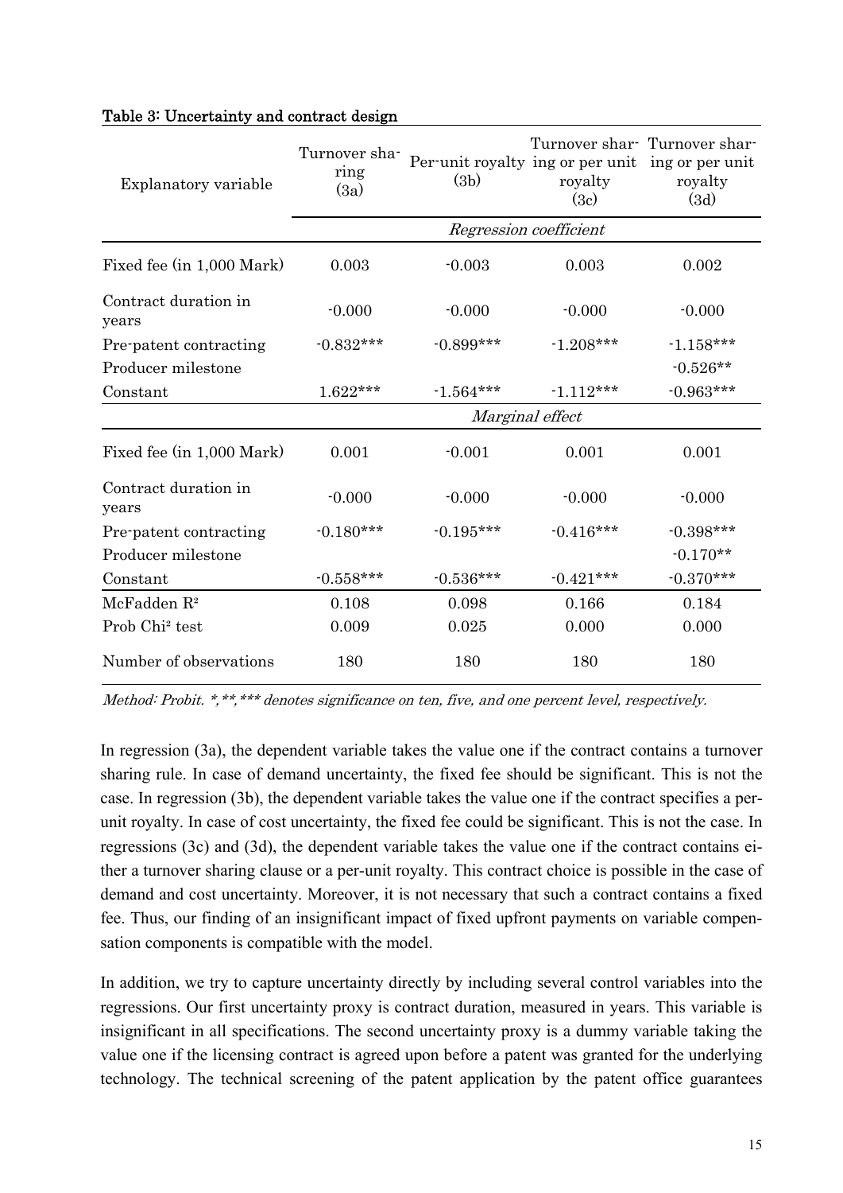**Table 3: Uncertainty and contract design**

| Explanatory variable | Turnover sharing (3a) | Per-unit royalty (3b) | Turnover sharing or per unit royalty (3c) | Turnover sharing or per unit royalty (3d) |
|---|---|---|---|---|
| | *Regression coefficient* | | | |
| Fixed fee (in 1,000 Mark) | 0.003 | -0.003 | 0.003 | 0.002 |
| Contract duration in years | -0.000 | -0.000 | -0.000 | -0.000 |
| Pre-patent contracting | -0.832*** | -0.899*** | -1.208*** | -1.158*** |
| Producer milestone | | | | -0.526** |
| Constant | 1.622*** | -1.564*** | -1.112*** | -0.963*** |
| | *Marginal effect* | | | |
| Fixed fee (in 1,000 Mark) | 0.001 | -0.001 | 0.001 | 0.001 |
| Contract duration in years | -0.000 | -0.000 | -0.000 | -0.000 |
| Pre-patent contracting | -0.180*** | -0.195*** | -0.416*** | -0.398*** |
| Producer milestone | | | | -0.170** |
| Constant | -0.558*** | -0.536*** | -0.421*** | -0.370*** |
| McFadden $R^2$ | 0.108 | 0.098 | 0.166 | 0.184 |
| Prob $Chi^2$ test | 0.009 | 0.025 | 0.000 | 0.000 |
| Number of observations | 180 | 180 | 180 | 180 |

*Method: Probit. *,**,*** denotes significance on ten, five, and one percent level, respectively.*

In regression (3a), the dependent variable takes the value one if the contract contains a turnover sharing rule. In case of demand uncertainty, the fixed fee should be significant. This is not the case. In regression (3b), the dependent variable takes the value one if the contract specifies a per-unit royalty. In case of cost uncertainty, the fixed fee could be significant. This is not the case. In regressions (3c) and (3d), the dependent variable takes the value one if the contract contains either a turnover sharing clause or a per-unit royalty. This contract choice is possible in the case of demand and cost uncertainty. Moreover, it is not necessary that such a contract contains a fixed fee. Thus, our finding of an insignificant impact of fixed upfront payments on variable compensation components is compatible with the model.

In addition, we try to capture uncertainty directly by including several control variables into the regressions. Our first uncertainty proxy is contract duration, measured in years. This variable is insignificant in all specifications. The second uncertainty proxy is a dummy variable taking the value one if the licensing contract is agreed upon before a patent was granted for the underlying technology. The technical screening of the patent application by the patent office guarantees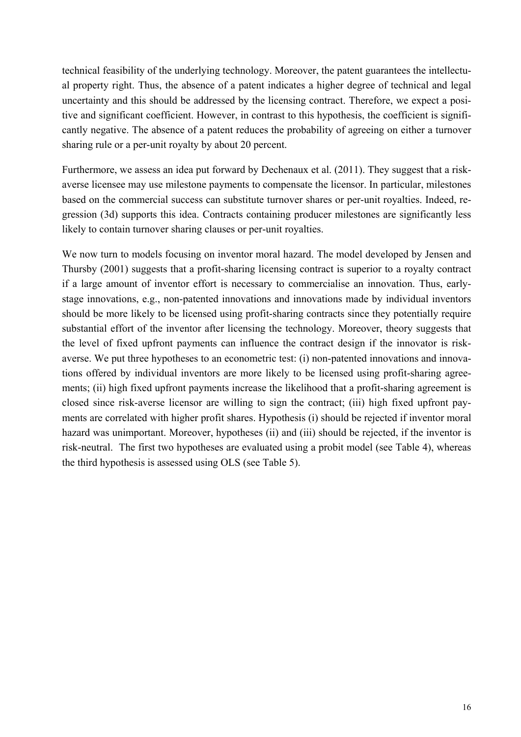technical feasibility of the underlying technology. Moreover, the patent guarantees the intellectual property right. Thus, the absence of a patent indicates a higher degree of technical and legal uncertainty and this should be addressed by the licensing contract. Therefore, we expect a positive and significant coefficient. However, in contrast to this hypothesis, the coefficient is significantly negative. The absence of a patent reduces the probability of agreeing on either a turnover sharing rule or a per-unit royalty by about 20 percent.

Furthermore, we assess an idea put forward by Dechenaux et al. (2011). They suggest that a risk-averse licensee may use milestone payments to compensate the licensor. In particular, milestones based on the commercial success can substitute turnover shares or per-unit royalties. Indeed, regression (3d) supports this idea. Contracts containing producer milestones are significantly less likely to contain turnover sharing clauses or per-unit royalties.

We now turn to models focusing on inventor moral hazard. The model developed by Jensen and Thursby (2001) suggests that a profit-sharing licensing contract is superior to a royalty contract if a large amount of inventor effort is necessary to commercialise an innovation. Thus, early-stage innovations, e.g., non-patented innovations and innovations made by individual inventors should be more likely to be licensed using profit-sharing contracts since they potentially require substantial effort of the inventor after licensing the technology. Moreover, theory suggests that the level of fixed upfront payments can influence the contract design if the innovator is risk-averse. We put three hypotheses to an econometric test: (i) non-patented innovations and innovations offered by individual inventors are more likely to be licensed using profit-sharing agreements; (ii) high fixed upfront payments increase the likelihood that a profit-sharing agreement is closed since risk-averse licensor are willing to sign the contract; (iii) high fixed upfront payments are correlated with higher profit shares. Hypothesis (i) should be rejected if inventor moral hazard was unimportant. Moreover, hypotheses (ii) and (iii) should be rejected, if the inventor is risk-neutral. The first two hypotheses are evaluated using a probit model (see Table 4), whereas the third hypothesis is assessed using OLS (see Table 5).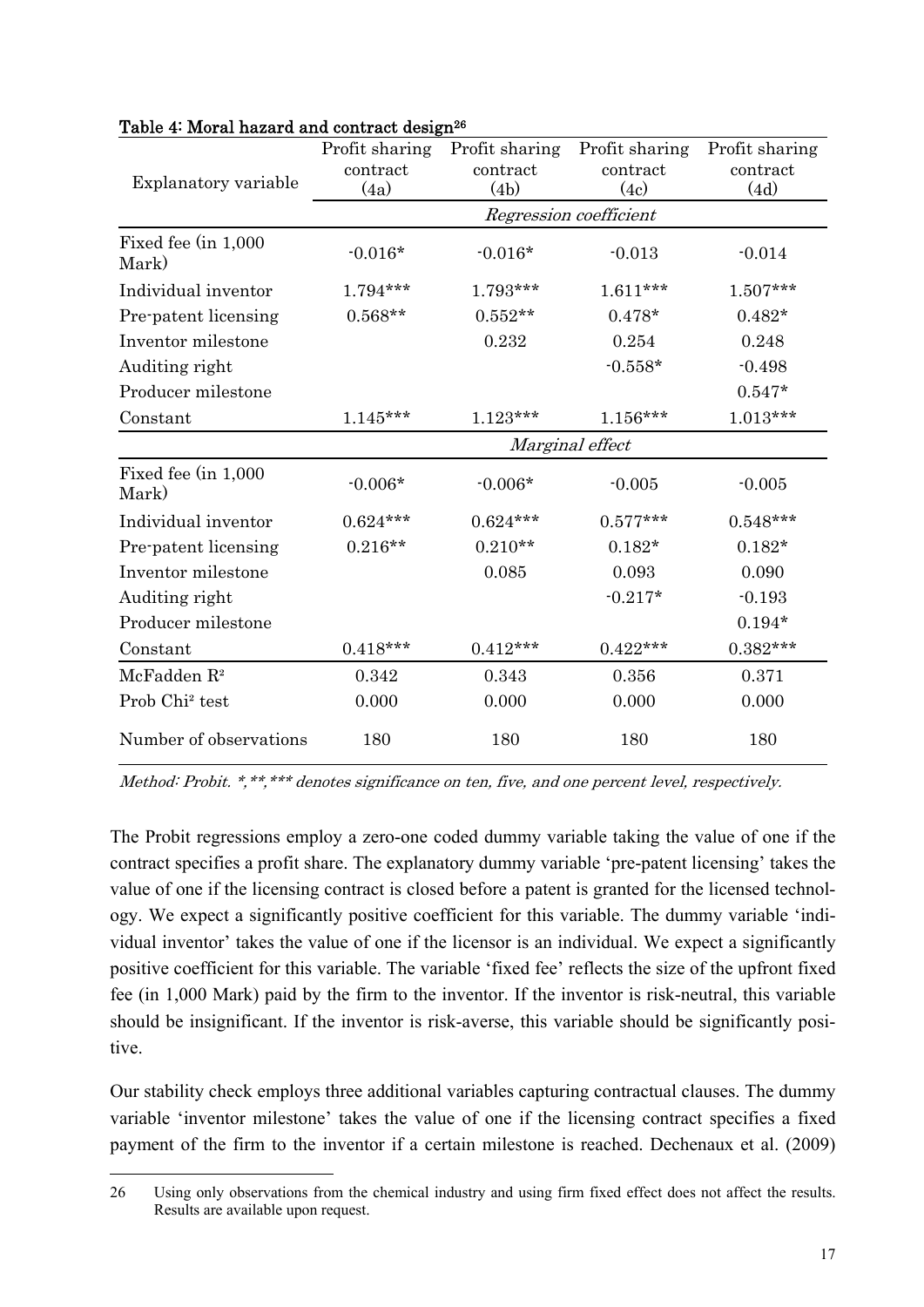Table 4: Moral hazard and contract design[26]

| Explanatory variable | Profit sharing contract (4a) | Profit sharing contract (4b) | Profit sharing contract (4c) | Profit sharing contract (4d) |
|---|---|---|---|---|
| | *Regression coefficient* | | | |
| Fixed fee (in 1,000 Mark) | -0.016* | -0.016* | -0.013 | -0.014 |
| Individual inventor | 1.794*** | 1.793*** | 1.611*** | 1.507*** |
| Pre-patent licensing | 0.568** | 0.552** | 0.478* | 0.482* |
| Inventor milestone | | 0.232 | 0.254 | 0.248 |
| Auditing right | | | -0.558* | -0.498 |
| Producer milestone | | | | 0.547* |
| Constant | 1.145*** | 1.123*** | 1.156*** | 1.013*** |
| | *Marginal effect* | | | |
| Fixed fee (in 1,000 Mark) | -0.006* | -0.006* | -0.005 | -0.005 |
| Individual inventor | 0.624*** | 0.624*** | 0.577*** | 0.548*** |
| Pre-patent licensing | 0.216** | 0.210** | 0.182* | 0.182* |
| Inventor milestone | | 0.085 | 0.093 | 0.090 |
| Auditing right | | | -0.217* | -0.193 |
| Producer milestone | | | | 0.194* |
| Constant | 0.418*** | 0.412*** | 0.422*** | 0.382*** |
| McFadden $R^2$ | 0.342 | 0.343 | 0.356 | 0.371 |
| Prob $Chi^2$ test | 0.000 | 0.000 | 0.000 | 0.000 |
| Number of observations | 180 | 180 | 180 | 180 |

*Method: Probit. *,**,*** denotes significance on ten, five, and one percent level, respectively.*

The Probit regressions employ a zero-one coded dummy variable taking the value of one if the contract specifies a profit share. The explanatory dummy variable 'pre-patent licensing' takes the value of one if the licensing contract is closed before a patent is granted for the licensed technology. We expect a significantly positive coefficient for this variable. The dummy variable 'individual inventor' takes the value of one if the licensor is an individual. We expect a significantly positive coefficient for this variable. The variable 'fixed fee' reflects the size of the upfront fixed fee (in 1,000 Mark) paid by the firm to the inventor. If the inventor is risk-neutral, this variable should be insignificant. If the inventor is risk-averse, this variable should be significantly positive.

Our stability check employs three additional variables capturing contractual clauses. The dummy variable 'inventor milestone' takes the value of one if the licensing contract specifies a fixed payment of the firm to the inventor if a certain milestone is reached. Dechenaux et al. (2009)

[26] Using only observations from the chemical industry and using firm fixed effect does not affect the results. Results are available upon request.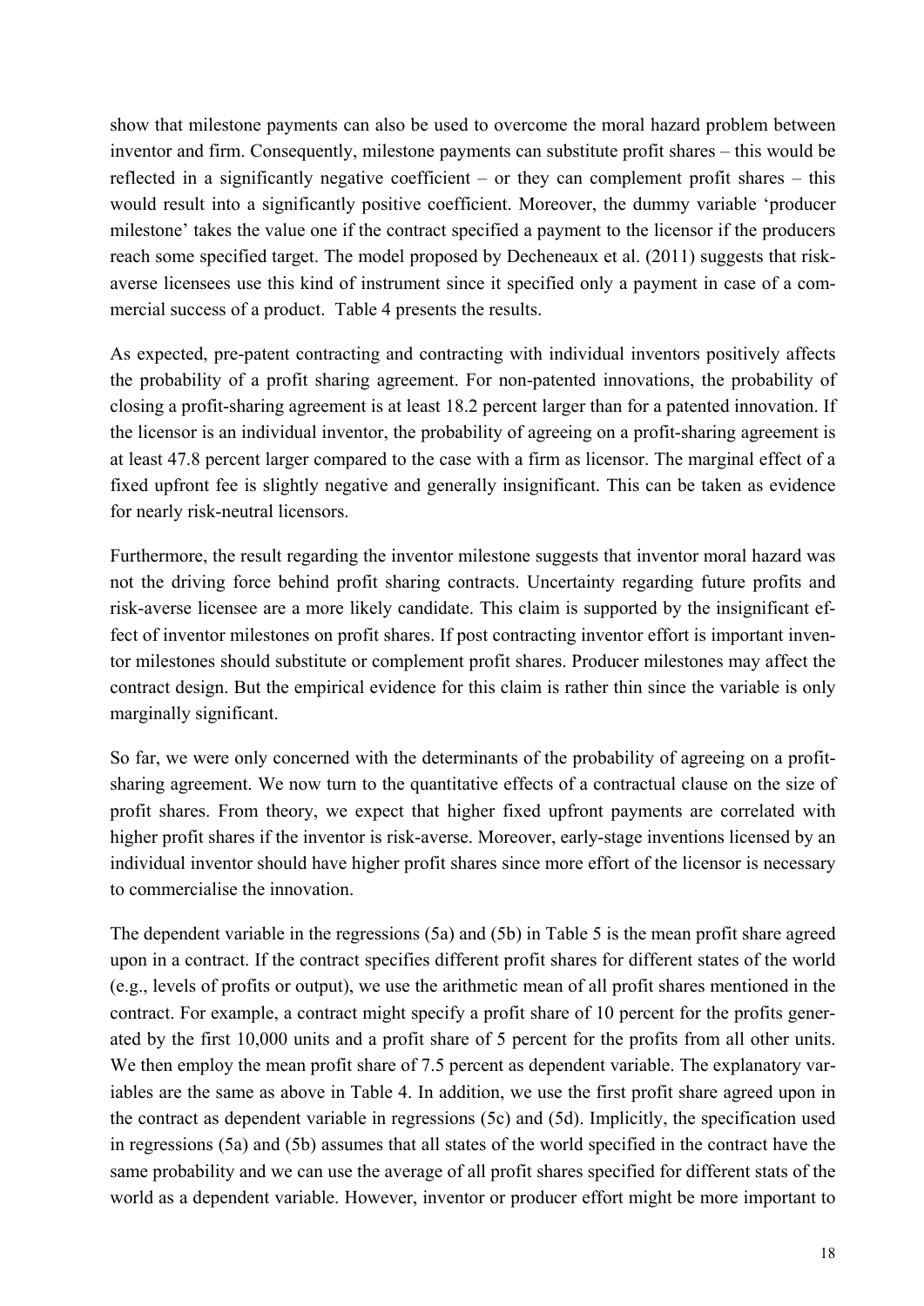show that milestone payments can also be used to overcome the moral hazard problem between inventor and firm. Consequently, milestone payments can substitute profit shares – this would be reflected in a significantly negative coefficient – or they can complement profit shares – this would result into a significantly positive coefficient. Moreover, the dummy variable 'producer milestone' takes the value one if the contract specified a payment to the licensor if the producers reach some specified target. The model proposed by Decheneaux et al. (2011) suggests that risk-averse licensees use this kind of instrument since it specified only a payment in case of a commercial success of a product. Table 4 presents the results.

As expected, pre-patent contracting and contracting with individual inventors positively affects the probability of a profit sharing agreement. For non-patented innovations, the probability of closing a profit-sharing agreement is at least 18.2 percent larger than for a patented innovation. If the licensor is an individual inventor, the probability of agreeing on a profit-sharing agreement is at least 47.8 percent larger compared to the case with a firm as licensor. The marginal effect of a fixed upfront fee is slightly negative and generally insignificant. This can be taken as evidence for nearly risk-neutral licensors.

Furthermore, the result regarding the inventor milestone suggests that inventor moral hazard was not the driving force behind profit sharing contracts. Uncertainty regarding future profits and risk-averse licensee are a more likely candidate. This claim is supported by the insignificant effect of inventor milestones on profit shares. If post contracting inventor effort is important inventor milestones should substitute or complement profit shares. Producer milestones may affect the contract design. But the empirical evidence for this claim is rather thin since the variable is only marginally significant.

So far, we were only concerned with the determinants of the probability of agreeing on a profit-sharing agreement. We now turn to the quantitative effects of a contractual clause on the size of profit shares. From theory, we expect that higher fixed upfront payments are correlated with higher profit shares if the inventor is risk-averse. Moreover, early-stage inventions licensed by an individual inventor should have higher profit shares since more effort of the licensor is necessary to commercialise the innovation.

The dependent variable in the regressions (5a) and (5b) in Table 5 is the mean profit share agreed upon in a contract. If the contract specifies different profit shares for different states of the world (e.g., levels of profits or output), we use the arithmetic mean of all profit shares mentioned in the contract. For example, a contract might specify a profit share of 10 percent for the profits generated by the first 10,000 units and a profit share of 5 percent for the profits from all other units. We then employ the mean profit share of 7.5 percent as dependent variable. The explanatory variables are the same as above in Table 4. In addition, we use the first profit share agreed upon in the contract as dependent variable in regressions (5c) and (5d). Implicitly, the specification used in regressions (5a) and (5b) assumes that all states of the world specified in the contract have the same probability and we can use the average of all profit shares specified for different stats of the world as a dependent variable. However, inventor or producer effort might be more important to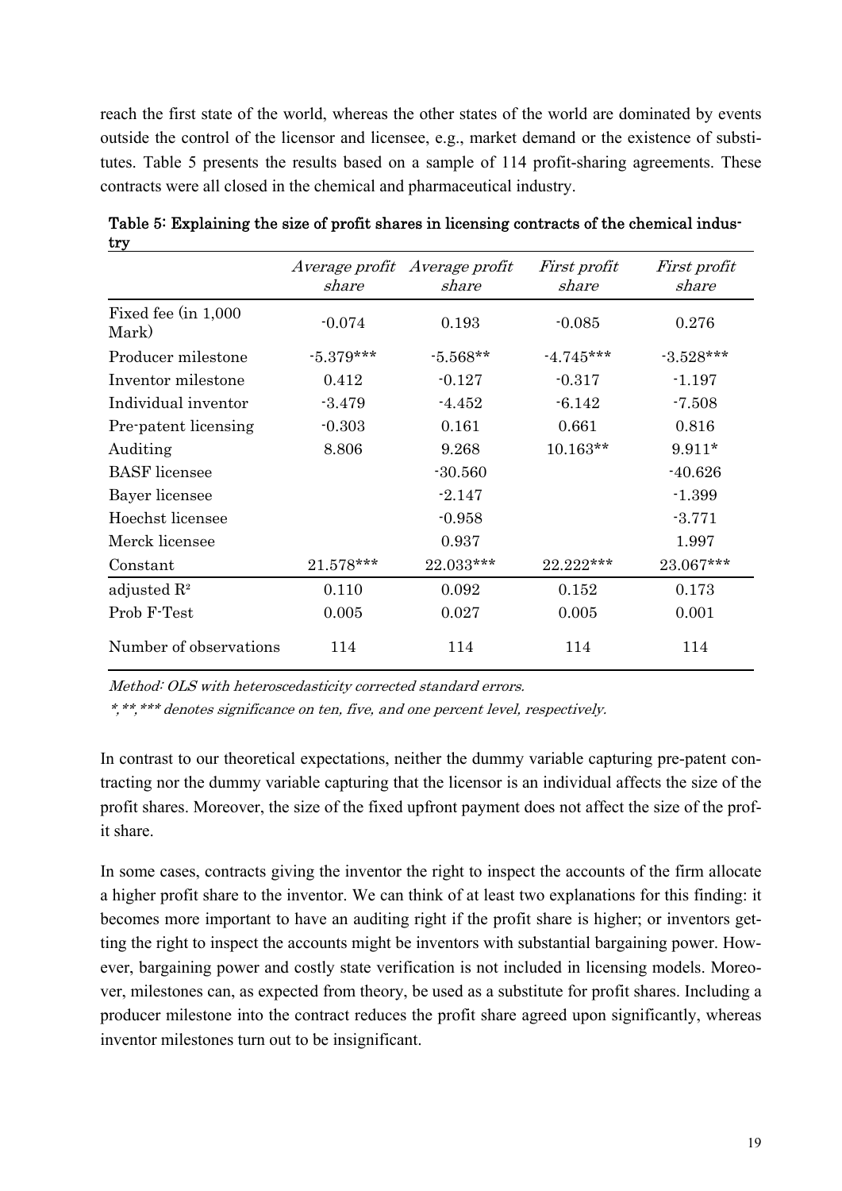reach the first state of the world, whereas the other states of the world are dominated by events outside the control of the licensor and licensee, e.g., market demand or the existence of substitutes. Table 5 presents the results based on a sample of 114 profit-sharing agreements. These contracts were all closed in the chemical and pharmaceutical industry.

**Table 5: Explaining the size of profit shares in licensing contracts of the chemical industry**

| | *Average profit share* | *Average profit share* | *First profit share* | *First profit share* |
|---|---|---|---|---|
| Fixed fee (in 1,000 Mark) | -0.074 | 0.193 | -0.085 | 0.276 |
| Producer milestone | -5.379*** | -5.568** | -4.745*** | -3.528*** |
| Inventor milestone | 0.412 | -0.127 | -0.317 | -1.197 |
| Individual inventor | -3.479 | -4.452 | -6.142 | -7.508 |
| Pre-patent licensing | -0.303 | 0.161 | 0.661 | 0.816 |
| Auditing | 8.806 | 9.268 | 10.163** | 9.911* |
| BASF licensee | | -30.560 | | -40.626 |
| Bayer licensee | | -2.147 | | -1.399 |
| Hoechst licensee | | -0.958 | | -3.771 |
| Merck licensee | | 0.937 | | 1.997 |
| Constant | 21.578*** | 22.033*** | 22.222*** | 23.067*** |
| adjusted $R^2$ | 0.110 | 0.092 | 0.152 | 0.173 |
| Prob F-Test | 0.005 | 0.027 | 0.005 | 0.001 |
| Number of observations | 114 | 114 | 114 | 114 |

*Method: OLS with heteroscedasticity corrected standard errors.*

*\*,\*\*,\*\*\* denotes significance on ten, five, and one percent level, respectively.*

In contrast to our theoretical expectations, neither the dummy variable capturing pre-patent contracting nor the dummy variable capturing that the licensor is an individual affects the size of the profit shares. Moreover, the size of the fixed upfront payment does not affect the size of the profit share.

In some cases, contracts giving the inventor the right to inspect the accounts of the firm allocate a higher profit share to the inventor. We can think of at least two explanations for this finding: it becomes more important to have an auditing right if the profit share is higher; or inventors getting the right to inspect the accounts might be inventors with substantial bargaining power. However, bargaining power and costly state verification is not included in licensing models. Moreover, milestones can, as expected from theory, be used as a substitute for profit shares. Including a producer milestone into the contract reduces the profit share agreed upon significantly, whereas inventor milestones turn out to be insignificant.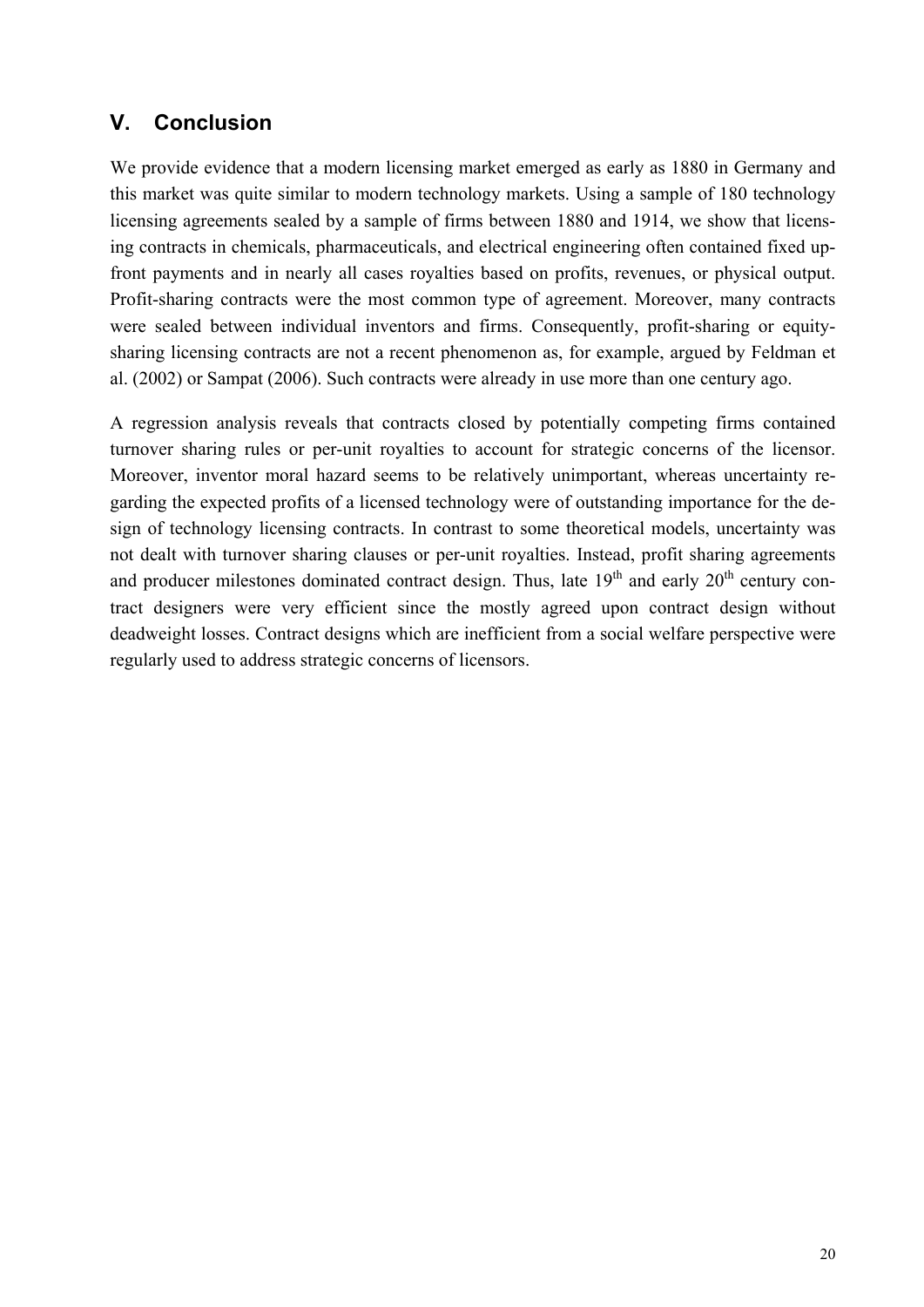## V. Conclusion

We provide evidence that a modern licensing market emerged as early as 1880 in Germany and this market was quite similar to modern technology markets. Using a sample of 180 technology licensing agreements sealed by a sample of firms between 1880 and 1914, we show that licensing contracts in chemicals, pharmaceuticals, and electrical engineering often contained fixed upfront payments and in nearly all cases royalties based on profits, revenues, or physical output. Profit-sharing contracts were the most common type of agreement. Moreover, many contracts were sealed between individual inventors and firms. Consequently, profit-sharing or equity-sharing licensing contracts are not a recent phenomenon as, for example, argued by Feldman et al. (2002) or Sampat (2006). Such contracts were already in use more than one century ago.

A regression analysis reveals that contracts closed by potentially competing firms contained turnover sharing rules or per-unit royalties to account for strategic concerns of the licensor. Moreover, inventor moral hazard seems to be relatively unimportant, whereas uncertainty regarding the expected profits of a licensed technology were of outstanding importance for the design of technology licensing contracts. In contrast to some theoretical models, uncertainty was not dealt with turnover sharing clauses or per-unit royalties. Instead, profit sharing agreements and producer milestones dominated contract design. Thus, late 19th and early 20th century contract designers were very efficient since the mostly agreed upon contract design without deadweight losses. Contract designs which are inefficient from a social welfare perspective were regularly used to address strategic concerns of licensors.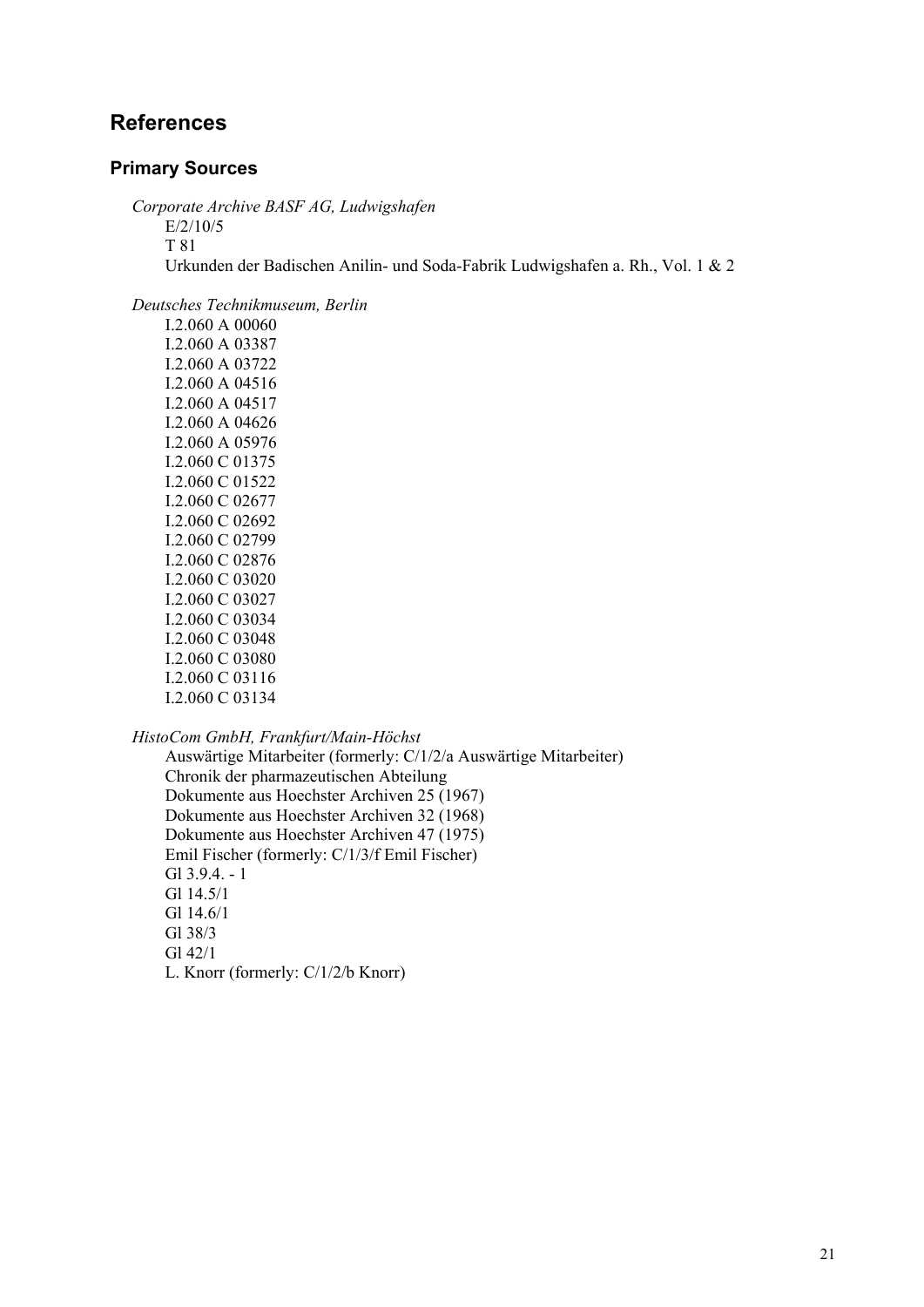## References

### Primary Sources

*Corporate Archive BASF AG, Ludwigshafen*

E/2/10/5
T 81
Urkunden der Badischen Anilin- und Soda-Fabrik Ludwigshafen a. Rh., Vol. 1 & 2

*Deutsches Technikmuseum, Berlin*

I.2.060 A 00060
I.2.060 A 03387
I.2.060 A 03722
I.2.060 A 04516
I.2.060 A 04517
I.2.060 A 04626
I.2.060 A 05976
I.2.060 C 01375
I.2.060 C 01522
I.2.060 C 02677
I.2.060 C 02692
I.2.060 C 02799
I.2.060 C 02876
I.2.060 C 03020
I.2.060 C 03027
I.2.060 C 03034
I.2.060 C 03048
I.2.060 C 03080
I.2.060 C 03116
I.2.060 C 03134

*HistoCom GmbH, Frankfurt/Main-Höchst*

Auswärtige Mitarbeiter (formerly: C/1/2/a Auswärtige Mitarbeiter)
Chronik der pharmazeutischen Abteilung
Dokumente aus Hoechster Archiven 25 (1967)
Dokumente aus Hoechster Archiven 32 (1968)
Dokumente aus Hoechster Archiven 47 (1975)
Emil Fischer (formerly: C/1/3/f Emil Fischer)
Gl 3.9.4. - 1
Gl 14.5/1
Gl 14.6/1
Gl 38/3
Gl 42/1
L. Knorr (formerly: C/1/2/b Knorr)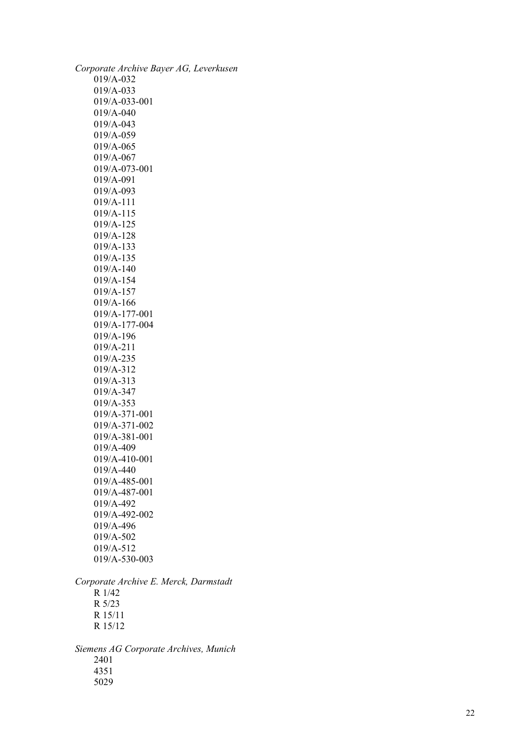*Corporate Archive Bayer AG, Leverkusen*

019/A-032
019/A-033
019/A-033-001
019/A-040
019/A-043
019/A-059
019/A-065
019/A-067
019/A-073-001
019/A-091
019/A-093
019/A-111
019/A-115
019/A-125
019/A-128
019/A-133
019/A-135
019/A-140
019/A-154
019/A-157
019/A-166
019/A-177-001
019/A-177-004
019/A-196
019/A-211
019/A-235
019/A-312
019/A-313
019/A-347
019/A-353
019/A-371-001
019/A-371-002
019/A-381-001
019/A-409
019/A-410-001
019/A-440
019/A-485-001
019/A-487-001
019/A-492
019/A-492-002
019/A-496
019/A-502
019/A-512
019/A-530-003

*Corporate Archive E. Merck, Darmstadt*

R 1/42
R 5/23
R 15/11
R 15/12

*Siemens AG Corporate Archives, Munich*

2401
4351
5029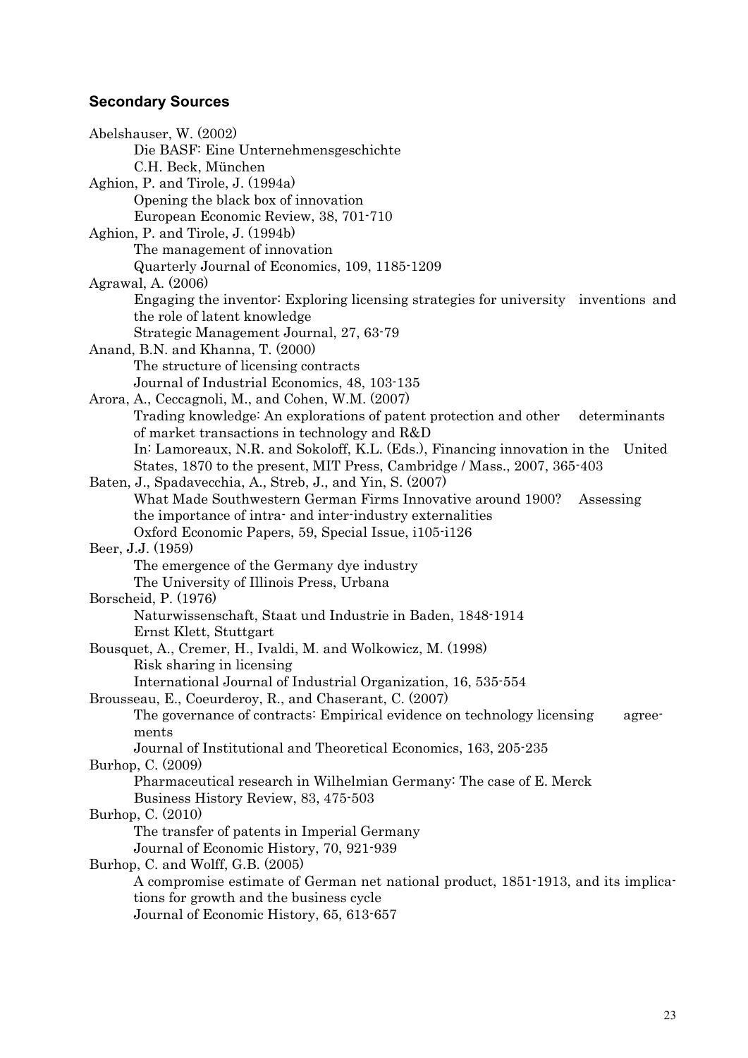### Secondary Sources

Abelshauser, W. (2002)
Die BASF: Eine Unternehmensgeschichte
C.H. Beck, München

Aghion, P. and Tirole, J. (1994a)
Opening the black box of innovation
European Economic Review, 38, 701-710

Aghion, P. and Tirole, J. (1994b)
The management of innovation
Quarterly Journal of Economics, 109, 1185-1209

Agrawal, A. (2006)
Engaging the inventor: Exploring licensing strategies for university inventions and the role of latent knowledge
Strategic Management Journal, 27, 63-79

Anand, B.N. and Khanna, T. (2000)
The structure of licensing contracts
Journal of Industrial Economics, 48, 103-135

Arora, A., Ceccagnoli, M., and Cohen, W.M. (2007)
Trading knowledge: An explorations of patent protection and other determinants of market transactions in technology and R&D
In: Lamoreaux, N.R. and Sokoloff, K.L. (Eds.), Financing innovation in the United States, 1870 to the present, MIT Press, Cambridge / Mass., 2007, 365-403

Baten, J., Spadavecchia, A., Streb, J., and Yin, S. (2007)
What Made Southwestern German Firms Innovative around 1900? Assessing the importance of intra- and inter-industry externalities
Oxford Economic Papers, 59, Special Issue, i105-i126

Beer, J.J. (1959)
The emergence of the Germany dye industry
The University of Illinois Press, Urbana

Borscheid, P. (1976)
Naturwissenschaft, Staat und Industrie in Baden, 1848-1914
Ernst Klett, Stuttgart

Bousquet, A., Cremer, H., Ivaldi, M. and Wolkowicz, M. (1998)
Risk sharing in licensing
International Journal of Industrial Organization, 16, 535-554

Brousseau, E., Coeurderoy, R., and Chaserant, C. (2007)
The governance of contracts: Empirical evidence on technology licensing agreements
Journal of Institutional and Theoretical Economics, 163, 205-235

Burhop, C. (2009)
Pharmaceutical research in Wilhelmian Germany: The case of E. Merck
Business History Review, 83, 475-503

Burhop, C. (2010)
The transfer of patents in Imperial Germany
Journal of Economic History, 70, 921-939

Burhop, C. and Wolff, G.B. (2005)
A compromise estimate of German net national product, 1851-1913, and its implications for growth and the business cycle
Journal of Economic History, 65, 613-657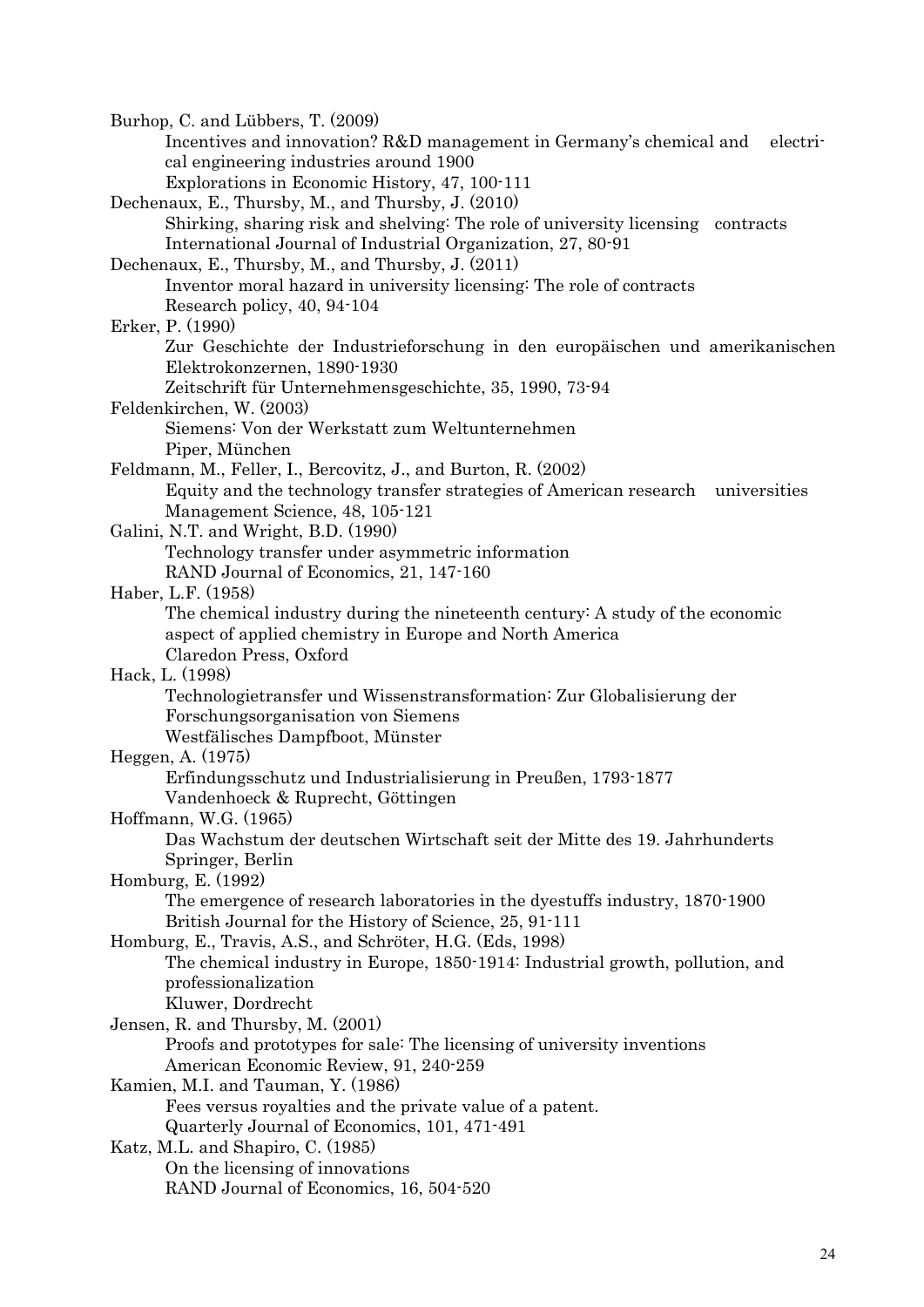Burhop, C. and Lübbers, T. (2009)
Incentives and innovation? R&D management in Germany's chemical and electrical engineering industries around 1900
Explorations in Economic History, 47, 100-111

Dechenaux, E., Thursby, M., and Thursby, J. (2010)
Shirking, sharing risk and shelving: The role of university licensing contracts
International Journal of Industrial Organization, 27, 80-91

Dechenaux, E., Thursby, M., and Thursby, J. (2011)
Inventor moral hazard in university licensing: The role of contracts
Research policy, 40, 94-104

Erker, P. (1990)
Zur Geschichte der Industrieforschung in den europäischen und amerikanischen Elektrokonzernen, 1890-1930
Zeitschrift für Unternehmensgeschichte, 35, 1990, 73-94

Feldenkirchen, W. (2003)
Siemens: Von der Werkstatt zum Weltunternehmen
Piper, München

Feldmann, M., Feller, I., Bercovitz, J., and Burton, R. (2002)
Equity and the technology transfer strategies of American research universities
Management Science, 48, 105-121

Galini, N.T. and Wright, B.D. (1990)
Technology transfer under asymmetric information
RAND Journal of Economics, 21, 147-160

Haber, L.F. (1958)
The chemical industry during the nineteenth century: A study of the economic aspect of applied chemistry in Europe and North America
Claredon Press, Oxford

Hack, L. (1998)
Technologietransfer und Wissenstransformation: Zur Globalisierung der Forschungsorganisation von Siemens
Westfälisches Dampfboot, Münster

Heggen, A. (1975)
Erfindungsschutz und Industrialisierung in Preußen, 1793-1877
Vandenhoeck & Ruprecht, Göttingen

Hoffmann, W.G. (1965)
Das Wachstum der deutschen Wirtschaft seit der Mitte des 19. Jahrhunderts
Springer, Berlin

Homburg, E. (1992)
The emergence of research laboratories in the dyestuffs industry, 1870-1900
British Journal for the History of Science, 25, 91-111

Homburg, E., Travis, A.S., and Schröter, H.G. (Eds, 1998)
The chemical industry in Europe, 1850-1914: Industrial growth, pollution, and professionalization
Kluwer, Dordrecht

Jensen, R. and Thursby, M. (2001)
Proofs and prototypes for sale: The licensing of university inventions
American Economic Review, 91, 240-259

Kamien, M.I. and Tauman, Y. (1986)
Fees versus royalties and the private value of a patent.
Quarterly Journal of Economics, 101, 471-491

Katz, M.L. and Shapiro, C. (1985)
On the licensing of innovations
RAND Journal of Economics, 16, 504-520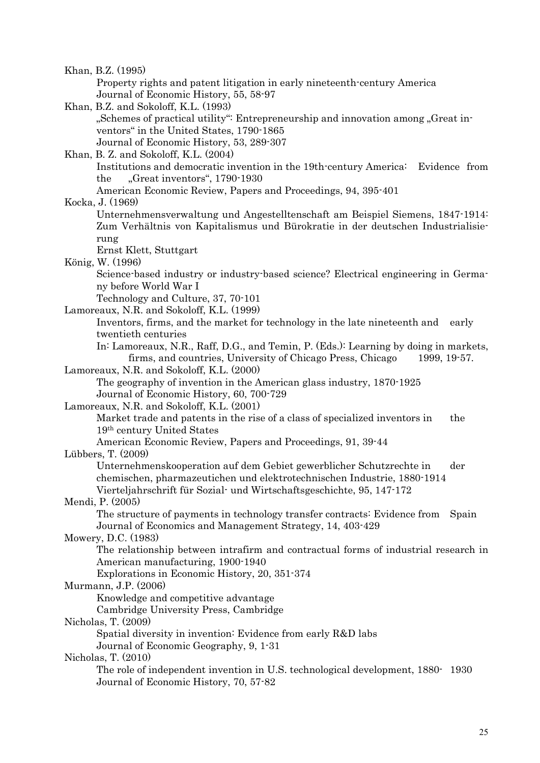Khan, B.Z. (1995)
Property rights and patent litigation in early nineteenth-century America
Journal of Economic History, 55, 58-97

Khan, B.Z. and Sokoloff, K.L. (1993)
„Schemes of practical utility“: Entrepreneurship and innovation among „Great inventors“ in the United States, 1790-1865
Journal of Economic History, 53, 289-307

Khan, B. Z. and Sokoloff, K.L. (2004)
Institutions and democratic invention in the 19th-century America: Evidence from the „Great inventors“, 1790-1930
American Economic Review, Papers and Proceedings, 94, 395-401

Kocka, J. (1969)
Unternehmensverwaltung und Angestelltenschaft am Beispiel Siemens, 1847-1914: Zum Verhältnis von Kapitalismus und Bürokratie in der deutschen Industrialisierung
Ernst Klett, Stuttgart

König, W. (1996)
Science-based industry or industry-based science? Electrical engineering in Germany before World War I
Technology and Culture, 37, 70-101

Lamoreaux, N.R. and Sokoloff, K.L. (1999)
Inventors, firms, and the market for technology in the late nineteenth and early twentieth centuries
In: Lamoreaux, N.R., Raff, D.G., and Temin, P. (Eds.): Learning by doing in markets, firms, and countries, University of Chicago Press, Chicago 1999, 19-57.

Lamoreaux, N.R. and Sokoloff, K.L. (2000)
The geography of invention in the American glass industry, 1870-1925
Journal of Economic History, 60, 700-729

Lamoreaux, N.R. and Sokoloff, K.L. (2001)
Market trade and patents in the rise of a class of specialized inventors in the 19th century United States
American Economic Review, Papers and Proceedings, 91, 39-44

Lübbers, T. (2009)
Unternehmenskooperation auf dem Gebiet gewerblicher Schutzrechte in der chemischen, pharmazeutichen und elektrotechnischen Industrie, 1880-1914
Vierteljahrschrift für Sozial- und Wirtschaftsgeschichte, 95, 147-172

Mendi, P. (2005)
The structure of payments in technology transfer contracts: Evidence from Spain
Journal of Economics and Management Strategy, 14, 403-429

Mowery, D.C. (1983)
The relationship between intrafirm and contractual forms of industrial research in American manufacturing, 1900-1940
Explorations in Economic History, 20, 351-374

Murmann, J.P. (2006)
Knowledge and competitive advantage
Cambridge University Press, Cambridge

Nicholas, T. (2009)
Spatial diversity in invention: Evidence from early R&D labs
Journal of Economic Geography, 9, 1-31

Nicholas, T. (2010)
The role of independent invention in U.S. technological development, 1880- 1930
Journal of Economic History, 70, 57-82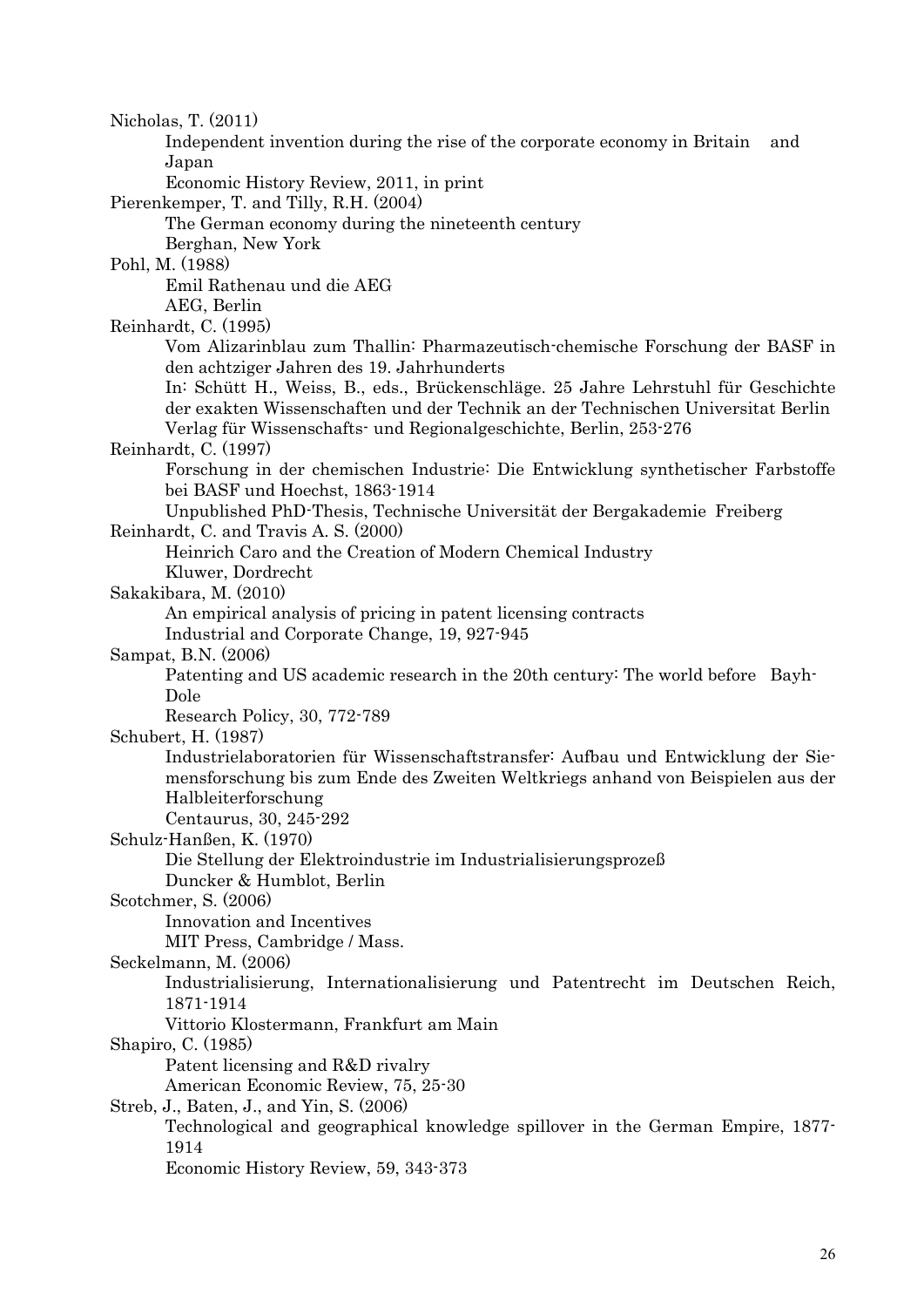Nicholas, T. (2011)
Independent invention during the rise of the corporate economy in Britain and Japan
Economic History Review, 2011, in print

Pierenkemper, T. and Tilly, R.H. (2004)
The German economy during the nineteenth century
Berghan, New York

Pohl, M. (1988)
Emil Rathenau und die AEG
AEG, Berlin

Reinhardt, C. (1995)
Vom Alizarinblau zum Thallin: Pharmazeutisch-chemische Forschung der BASF in den achtziger Jahren des 19. Jahrhunderts
In: Schütt H., Weiss, B., eds., Brückenschläge. 25 Jahre Lehrstuhl für Geschichte der exakten Wissenschaften und der Technik an der Technischen Universitat Berlin
Verlag für Wissenschafts- und Regionalgeschichte, Berlin, 253-276

Reinhardt, C. (1997)
Forschung in der chemischen Industrie: Die Entwicklung synthetischer Farbstoffe bei BASF und Hoechst, 1863-1914
Unpublished PhD-Thesis, Technische Universität der Bergakademie Freiberg

Reinhardt, C. and Travis A. S. (2000)
Heinrich Caro and the Creation of Modern Chemical Industry
Kluwer, Dordrecht

Sakakibara, M. (2010)
An empirical analysis of pricing in patent licensing contracts
Industrial and Corporate Change, 19, 927-945

Sampat, B.N. (2006)
Patenting and US academic research in the 20th century: The world before Bayh-Dole
Research Policy, 30, 772-789

Schubert, H. (1987)
Industrielaboratorien für Wissenschaftstransfer: Aufbau und Entwicklung der Siemensforschung bis zum Ende des Zweiten Weltkriegs anhand von Beispielen aus der Halbleiterforschung
Centaurus, 30, 245-292

Schulz-Hanßen, K. (1970)
Die Stellung der Elektroindustrie im Industrialisierungsprozeß
Duncker & Humblot, Berlin

Scotchmer, S. (2006)
Innovation and Incentives
MIT Press, Cambridge / Mass.

Seckelmann, M. (2006)
Industrialisierung, Internationalisierung und Patentrecht im Deutschen Reich, 1871-1914
Vittorio Klostermann, Frankfurt am Main

Shapiro, C. (1985)
Patent licensing and R&D rivalry
American Economic Review, 75, 25-30

Streb, J., Baten, J., and Yin, S. (2006)
Technological and geographical knowledge spillover in the German Empire, 1877-1914
Economic History Review, 59, 343-373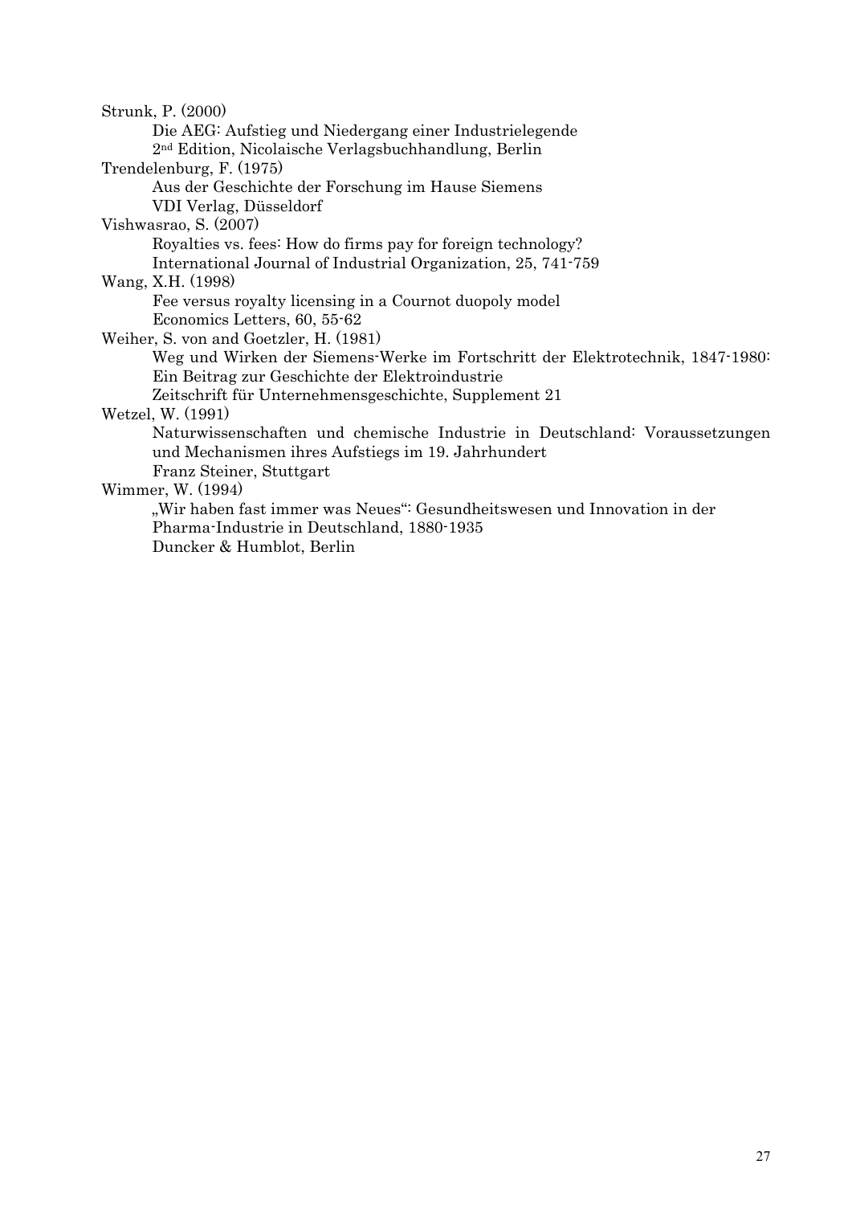Strunk, P. (2000)
Die AEG: Aufstieg und Niedergang einer Industrielegende
2nd Edition, Nicolaische Verlagsbuchhandlung, Berlin

Trendelenburg, F. (1975)
Aus der Geschichte der Forschung im Hause Siemens
VDI Verlag, Düsseldorf

Vishwasrao, S. (2007)
Royalties vs. fees: How do firms pay for foreign technology?
International Journal of Industrial Organization, 25, 741-759

Wang, X.H. (1998)
Fee versus royalty licensing in a Cournot duopoly model
Economics Letters, 60, 55-62

Weiher, S. von and Goetzler, H. (1981)
Weg und Wirken der Siemens-Werke im Fortschritt der Elektrotechnik, 1847-1980: Ein Beitrag zur Geschichte der Elektroindustrie
Zeitschrift für Unternehmensgeschichte, Supplement 21

Wetzel, W. (1991)
Naturwissenschaften und chemische Industrie in Deutschland: Voraussetzungen und Mechanismen ihres Aufstiegs im 19. Jahrhundert
Franz Steiner, Stuttgart

Wimmer, W. (1994)
„Wir haben fast immer was Neues": Gesundheitswesen und Innovation in der Pharma-Industrie in Deutschland, 1880-1935
Duncker & Humblot, Berlin